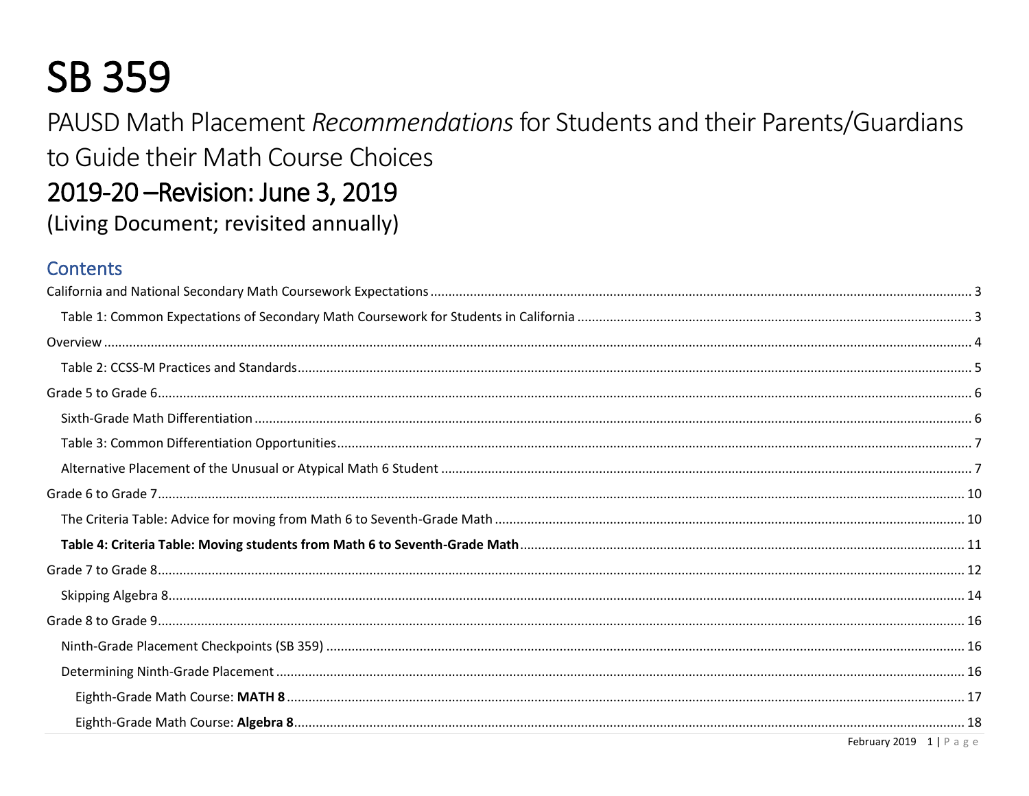# SB 359

PAUSD Math Placement *Recommendations* for Students and their Parents/Guardians to Guide their Math Course Choices

## 2019-20 –Revision: June 3, 2019

(Living Document; revisited annually)

## Contents

California and National Secondary Math Coursework Expectations ..... 3

- Table 1: Common Expectations of Secondary Math Coursework for Students in California ..... 3

Overview ..... 4

- Table 2: CCSS-M Practices and Standards ..... 5

Grade 5 to Grade 6 ..... 6

- Sixth-Grade Math Differentiation ..... 6
- Table 3: Common Differentiation Opportunities ..... 7
- Alternative Placement of the Unusual or Atypical Math 6 Student ..... 7

Grade 6 to Grade 7 ..... 10

- The Criteria Table: Advice for moving from Math 6 to Seventh-Grade Math ..... 10
- **Table 4: Criteria Table: Moving students from Math 6 to Seventh-Grade Math** ..... 11

Grade 7 to Grade 8 ..... 12

- Skipping Algebra 8 ..... 14

Grade 8 to Grade 9 ..... 16

- Ninth-Grade Placement Checkpoints (SB 359) ..... 16
- Determining Ninth-Grade Placement ..... 16
  - Eighth-Grade Math Course: **MATH 8** ..... 17
  - Eighth-Grade Math Course: **Algebra 8** ..... 18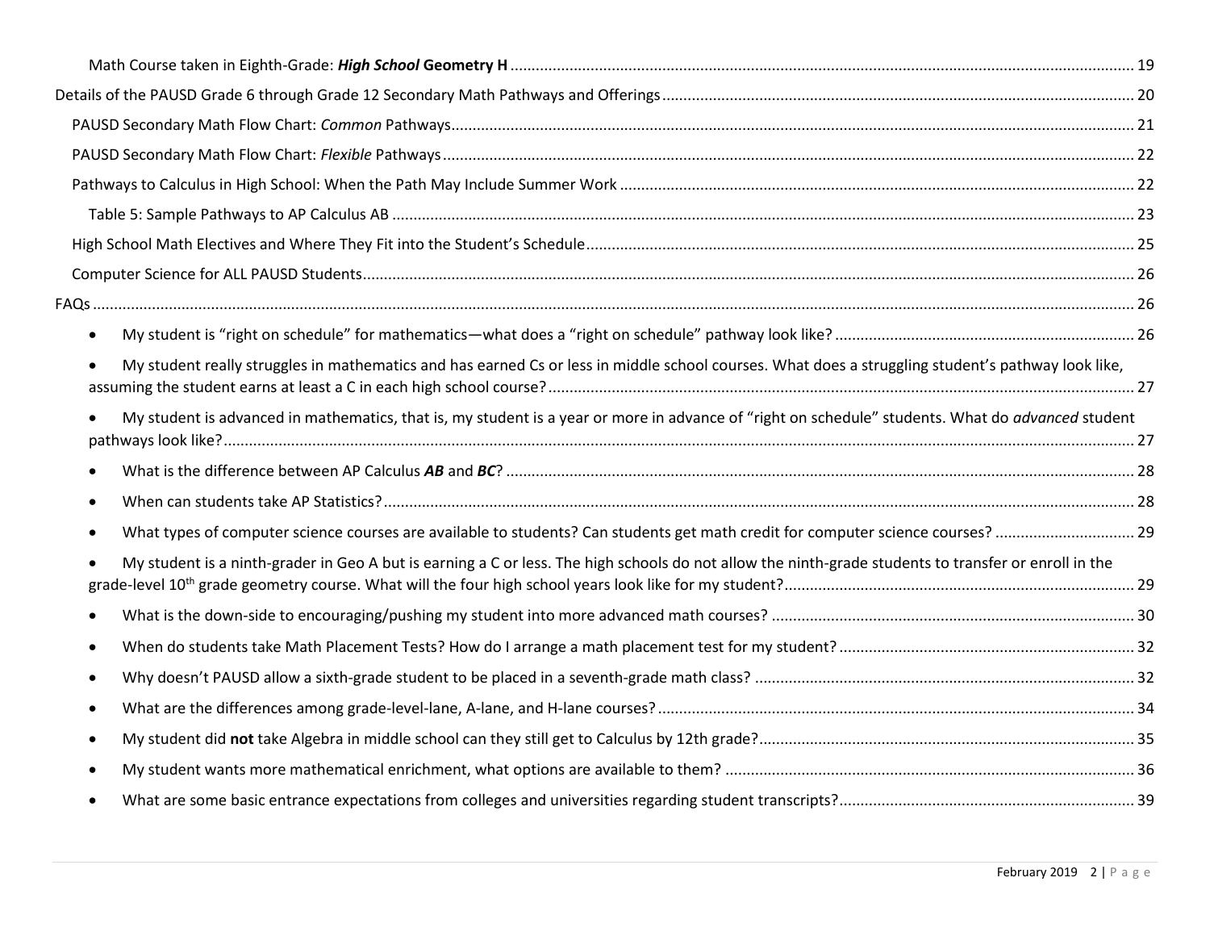Math Course taken in Eighth-Grade: ***High School* Geometry H** .......... 19

Details of the PAUSD Grade 6 through Grade 12 Secondary Math Pathways and Offerings .......... 20

PAUSD Secondary Math Flow Chart: *Common* Pathways .......... 21

PAUSD Secondary Math Flow Chart: *Flexible* Pathways .......... 22

Pathways to Calculus in High School: When the Path May Include Summer Work .......... 22

Table 5: Sample Pathways to AP Calculus AB .......... 23

High School Math Electives and Where They Fit into the Student's Schedule .......... 25

Computer Science for ALL PAUSD Students .......... 26

FAQs .......... 26

- My student is "right on schedule" for mathematics—what does a "right on schedule" pathway look like? .......... 26
- My student really struggles in mathematics and has earned Cs or less in middle school courses. What does a struggling student's pathway look like, assuming the student earns at least a C in each high school course? .......... 27
- My student is advanced in mathematics, that is, my student is a year or more in advance of "right on schedule" students. What do *advanced* student pathways look like? .......... 27
- What is the difference between AP Calculus ***AB*** and ***BC***? .......... 28
- When can students take AP Statistics? .......... 28
- What types of computer science courses are available to students? Can students get math credit for computer science courses? .......... 29
- My student is a ninth-grader in Geo A but is earning a C or less. The high schools do not allow the ninth-grade students to transfer or enroll in the grade-level 10th grade geometry course. What will the four high school years look like for my student? .......... 29
- What is the down-side to encouraging/pushing my student into more advanced math courses? .......... 30
- When do students take Math Placement Tests? How do I arrange a math placement test for my student? .......... 32
- Why doesn't PAUSD allow a sixth-grade student to be placed in a seventh-grade math class? .......... 32
- What are the differences among grade-level-lane, A-lane, and H-lane courses? .......... 34
- My student did **not** take Algebra in middle school can they still get to Calculus by 12th grade? .......... 35
- My student wants more mathematical enrichment, what options are available to them? .......... 36
- What are some basic entrance expectations from colleges and universities regarding student transcripts? .......... 39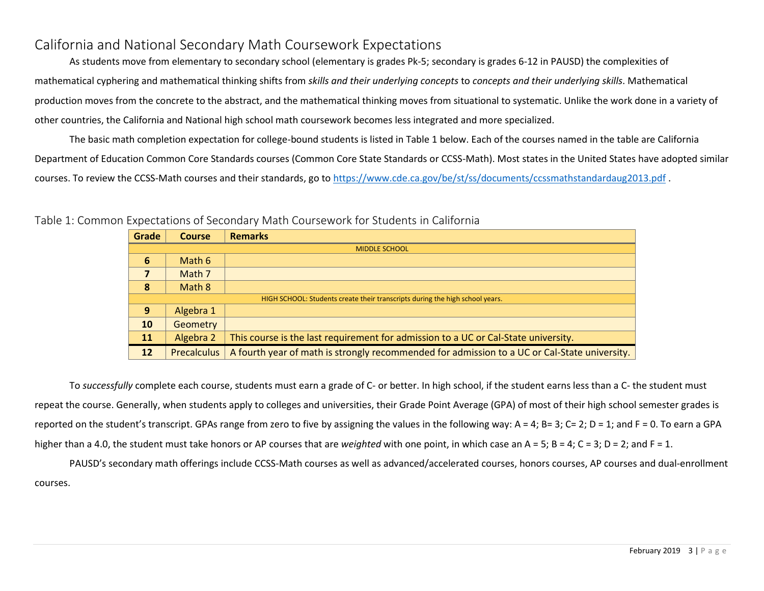## California and National Secondary Math Coursework Expectations

As students move from elementary to secondary school (elementary is grades Pk-5; secondary is grades 6-12 in PAUSD) the complexities of mathematical cyphering and mathematical thinking shifts from *skills and their underlying concepts* to *concepts and their underlying skills*. Mathematical production moves from the concrete to the abstract, and the mathematical thinking moves from situational to systematic. Unlike the work done in a variety of other countries, the California and National high school math coursework becomes less integrated and more specialized.

The basic math completion expectation for college-bound students is listed in Table 1 below. Each of the courses named in the table are California Department of Education Common Core Standards courses (Common Core State Standards or CCSS-Math). Most states in the United States have adopted similar courses. To review the CCSS-Math courses and their standards, go to https://www.cde.ca.gov/be/st/ss/documents/ccssmathstandardaug2013.pdf .

Table 1: Common Expectations of Secondary Math Coursework for Students in California

| Grade | Course | Remarks |
|---|---|---|
| MIDDLE SCHOOL | | |
| **6** | Math 6 | |
| **7** | Math 7 | |
| **8** | Math 8 | |
| HIGH SCHOOL: Students create their transcripts during the high school years. | | |
| **9** | Algebra 1 | |
| **10** | Geometry | |
| **11** | Algebra 2 | This course is the last requirement for admission to a UC or Cal-State university. |
| **12** | Precalculus | A fourth year of math is strongly recommended for admission to a UC or Cal-State university. |

To *successfully* complete each course, students must earn a grade of C- or better. In high school, if the student earns less than a C- the student must repeat the course. Generally, when students apply to colleges and universities, their Grade Point Average (GPA) of most of their high school semester grades is reported on the student's transcript. GPAs range from zero to five by assigning the values in the following way: A = 4; B= 3; C= 2; D = 1; and F = 0. To earn a GPA higher than a 4.0, the student must take honors or AP courses that are *weighted* with one point, in which case an A = 5; B = 4; C = 3; D = 2; and F = 1.

PAUSD's secondary math offerings include CCSS-Math courses as well as advanced/accelerated courses, honors courses, AP courses and dual-enrollment courses.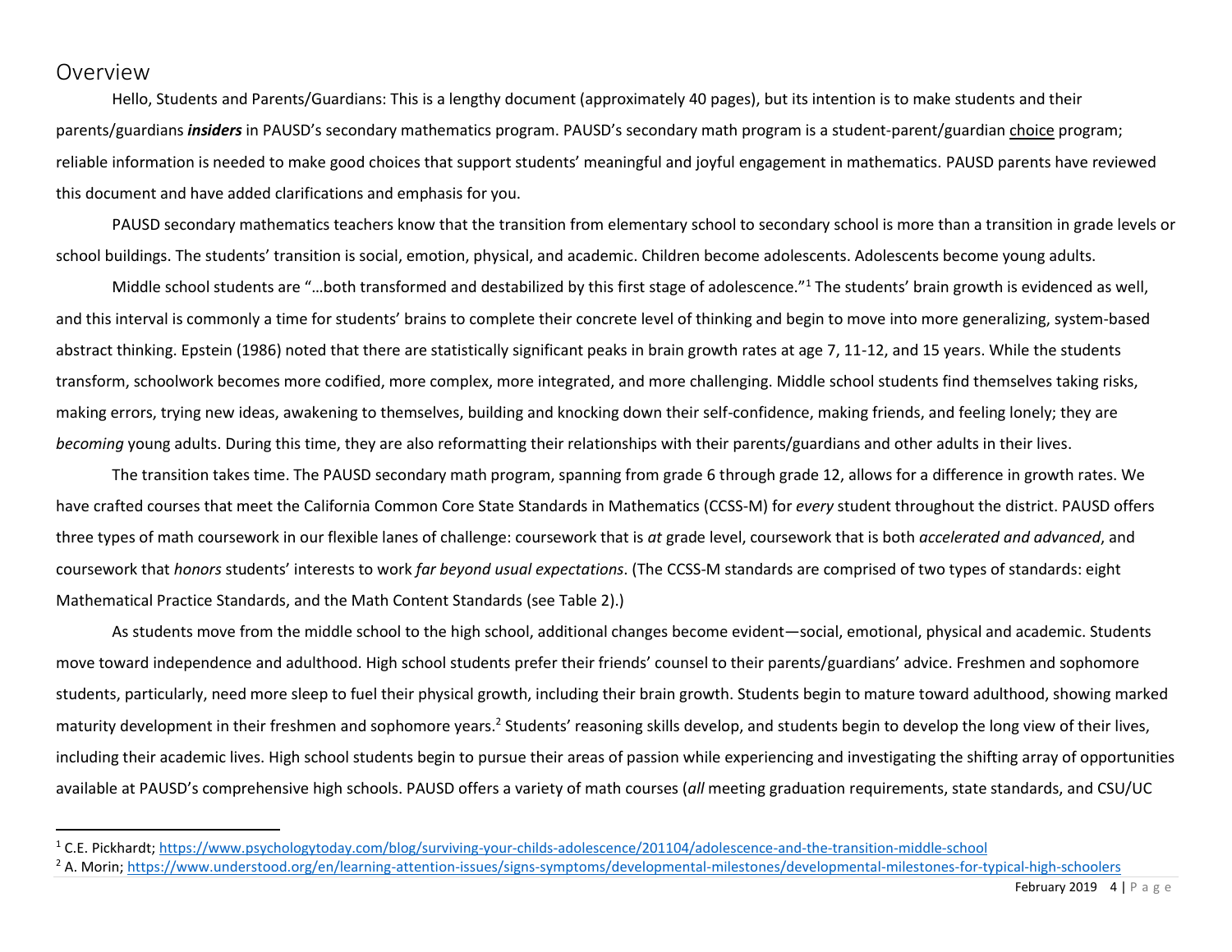## Overview

Hello, Students and Parents/Guardians: This is a lengthy document (approximately 40 pages), but its intention is to make students and their parents/guardians ***insiders*** in PAUSD's secondary mathematics program. PAUSD's secondary math program is a student-parent/guardian <u>choice</u> program; reliable information is needed to make good choices that support students' meaningful and joyful engagement in mathematics. PAUSD parents have reviewed this document and have added clarifications and emphasis for you.

PAUSD secondary mathematics teachers know that the transition from elementary school to secondary school is more than a transition in grade levels or school buildings. The students' transition is social, emotion, physical, and academic. Children become adolescents. Adolescents become young adults.

Middle school students are "…both transformed and destabilized by this first stage of adolescence."[1] The students' brain growth is evidenced as well, and this interval is commonly a time for students' brains to complete their concrete level of thinking and begin to move into more generalizing, system-based abstract thinking. Epstein (1986) noted that there are statistically significant peaks in brain growth rates at age 7, 11-12, and 15 years. While the students transform, schoolwork becomes more codified, more complex, more integrated, and more challenging. Middle school students find themselves taking risks, making errors, trying new ideas, awakening to themselves, building and knocking down their self-confidence, making friends, and feeling lonely; they are *becoming* young adults. During this time, they are also reformatting their relationships with their parents/guardians and other adults in their lives.

The transition takes time. The PAUSD secondary math program, spanning from grade 6 through grade 12, allows for a difference in growth rates. We have crafted courses that meet the California Common Core State Standards in Mathematics (CCSS-M) for *every* student throughout the district. PAUSD offers three types of math coursework in our flexible lanes of challenge: coursework that is *at* grade level, coursework that is both *accelerated and advanced*, and coursework that *honors* students' interests to work *far beyond usual expectations*. (The CCSS-M standards are comprised of two types of standards: eight Mathematical Practice Standards, and the Math Content Standards (see Table 2).)

As students move from the middle school to the high school, additional changes become evident—social, emotional, physical and academic. Students move toward independence and adulthood. High school students prefer their friends' counsel to their parents/guardians' advice. Freshmen and sophomore students, particularly, need more sleep to fuel their physical growth, including their brain growth. Students begin to mature toward adulthood, showing marked maturity development in their freshmen and sophomore years.[2] Students' reasoning skills develop, and students begin to develop the long view of their lives, including their academic lives. High school students begin to pursue their areas of passion while experiencing and investigating the shifting array of opportunities available at PAUSD's comprehensive high schools. PAUSD offers a variety of math courses (*all* meeting graduation requirements, state standards, and CSU/UC

---

[1] C.E. Pickhardt; https://www.psychologytoday.com/blog/surviving-your-childs-adolescence/201104/adolescence-and-the-transition-middle-school

[2] A. Morin; https://www.understood.org/en/learning-attention-issues/signs-symptoms/developmental-milestones/developmental-milestones-for-typical-high-schoolers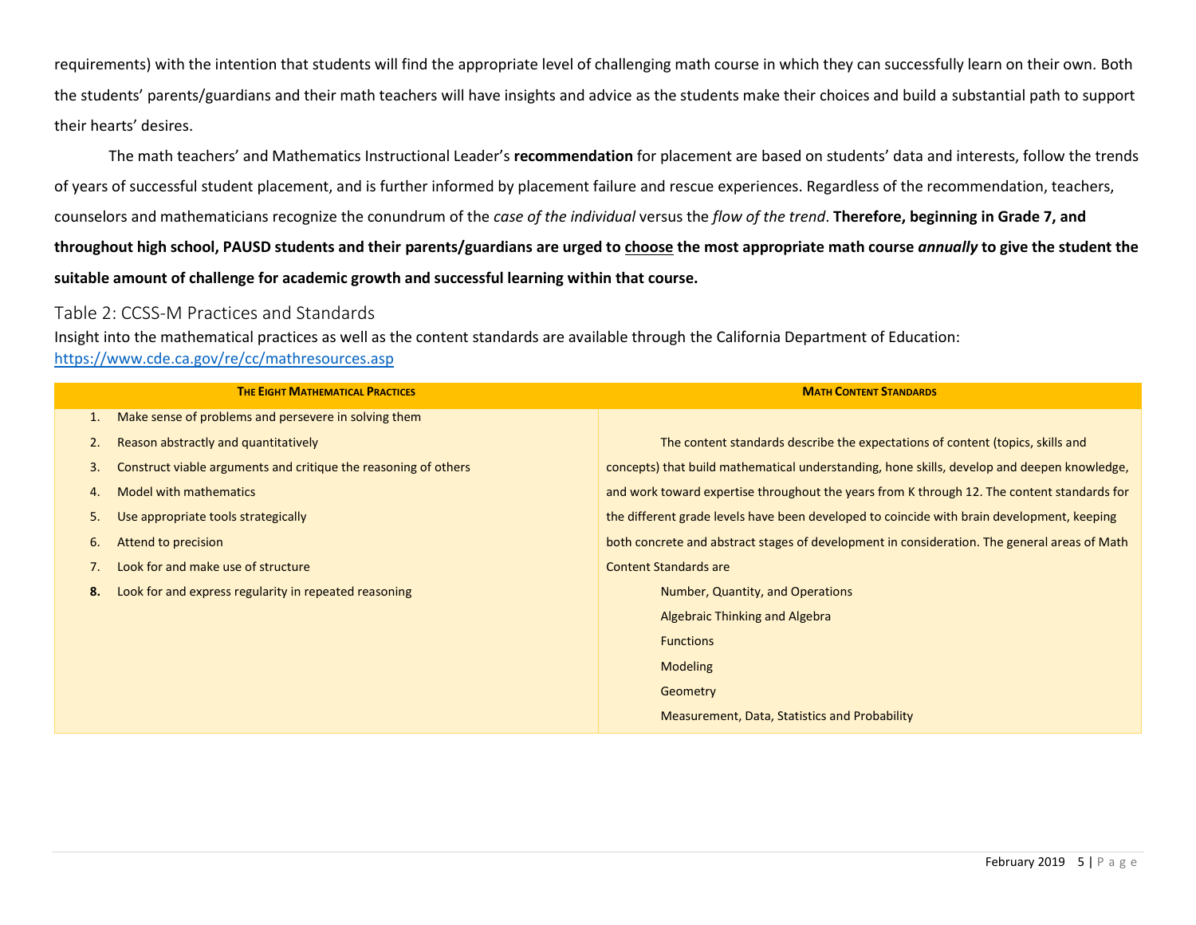requirements) with the intention that students will find the appropriate level of challenging math course in which they can successfully learn on their own. Both the students' parents/guardians and their math teachers will have insights and advice as the students make their choices and build a substantial path to support their hearts' desires.

The math teachers' and Mathematics Instructional Leader's **recommendation** for placement are based on students' data and interests, follow the trends of years of successful student placement, and is further informed by placement failure and rescue experiences. Regardless of the recommendation, teachers, counselors and mathematicians recognize the conundrum of the *case of the individual* versus the *flow of the trend*. **Therefore, beginning in Grade 7, and throughout high school, PAUSD students and their parents/guardians are urged to <u>choose</u> the most appropriate math course *annually* to give the student the suitable amount of challenge for academic growth and successful learning within that course.**

## Table 2: CCSS-M Practices and Standards

Insight into the mathematical practices as well as the content standards are available through the California Department of Education: https://www.cde.ca.gov/re/cc/mathresources.asp

| THE EIGHT MATHEMATICAL PRACTICES | MATH CONTENT STANDARDS |
|---|---|
| 1. Make sense of problems and persevere in solving them<br>2. Reason abstractly and quantitatively<br>3. Construct viable arguments and critique the reasoning of others<br>4. Model with mathematics<br>5. Use appropriate tools strategically<br>6. Attend to precision<br>7. Look for and make use of structure<br>**8.** Look for and express regularity in repeated reasoning | The content standards describe the expectations of content (topics, skills and concepts) that build mathematical understanding, hone skills, develop and deepen knowledge, and work toward expertise throughout the years from K through 12. The content standards for the different grade levels have been developed to coincide with brain development, keeping both concrete and abstract stages of development in consideration. The general areas of Math Content Standards are<br>Number, Quantity, and Operations<br>Algebraic Thinking and Algebra<br>Functions<br>Modeling<br>Geometry<br>Measurement, Data, Statistics and Probability |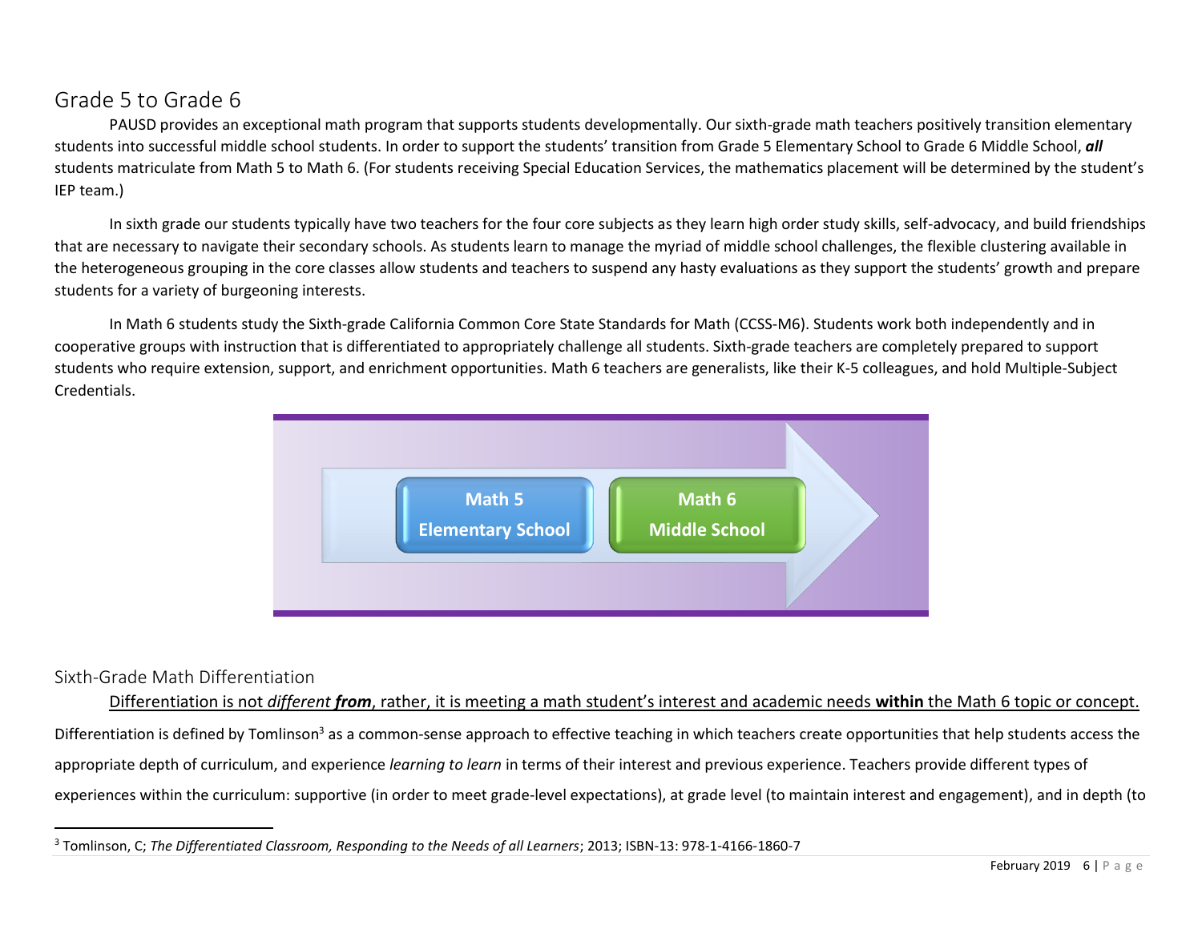## Grade 5 to Grade 6

PAUSD provides an exceptional math program that supports students developmentally. Our sixth-grade math teachers positively transition elementary students into successful middle school students. In order to support the students' transition from Grade 5 Elementary School to Grade 6 Middle School, ***all*** students matriculate from Math 5 to Math 6. (For students receiving Special Education Services, the mathematics placement will be determined by the student's IEP team.)

In sixth grade our students typically have two teachers for the four core subjects as they learn high order study skills, self-advocacy, and build friendships that are necessary to navigate their secondary schools. As students learn to manage the myriad of middle school challenges, the flexible clustering available in the heterogeneous grouping in the core classes allow students and teachers to suspend any hasty evaluations as they support the students' growth and prepare students for a variety of burgeoning interests.

In Math 6 students study the Sixth-grade California Common Core State Standards for Math (CCSS-M6). Students work both independently and in cooperative groups with instruction that is differentiated to appropriately challenge all students. Sixth-grade teachers are completely prepared to support students who require extension, support, and enrichment opportunities. Math 6 teachers are generalists, like their K-5 colleagues, and hold Multiple-Subject Credentials.

**Math 5 Elementary School** → **Math 6 Middle School**

### Sixth-Grade Math Differentiation

<u>Differentiation is not *different* ***from***, rather, it is meeting a math student's interest and academic needs **within** the Math 6 topic or concept.</u>

Differentiation is defined by Tomlinson[3] as a common-sense approach to effective teaching in which teachers create opportunities that help students access the appropriate depth of curriculum, and experience *learning to learn* in terms of their interest and previous experience. Teachers provide different types of experiences within the curriculum: supportive (in order to meet grade-level expectations), at grade level (to maintain interest and engagement), and in depth (to

[3] Tomlinson, C; *The Differentiated Classroom, Responding to the Needs of all Learners*; 2013; ISBN-13: 978-1-4166-1860-7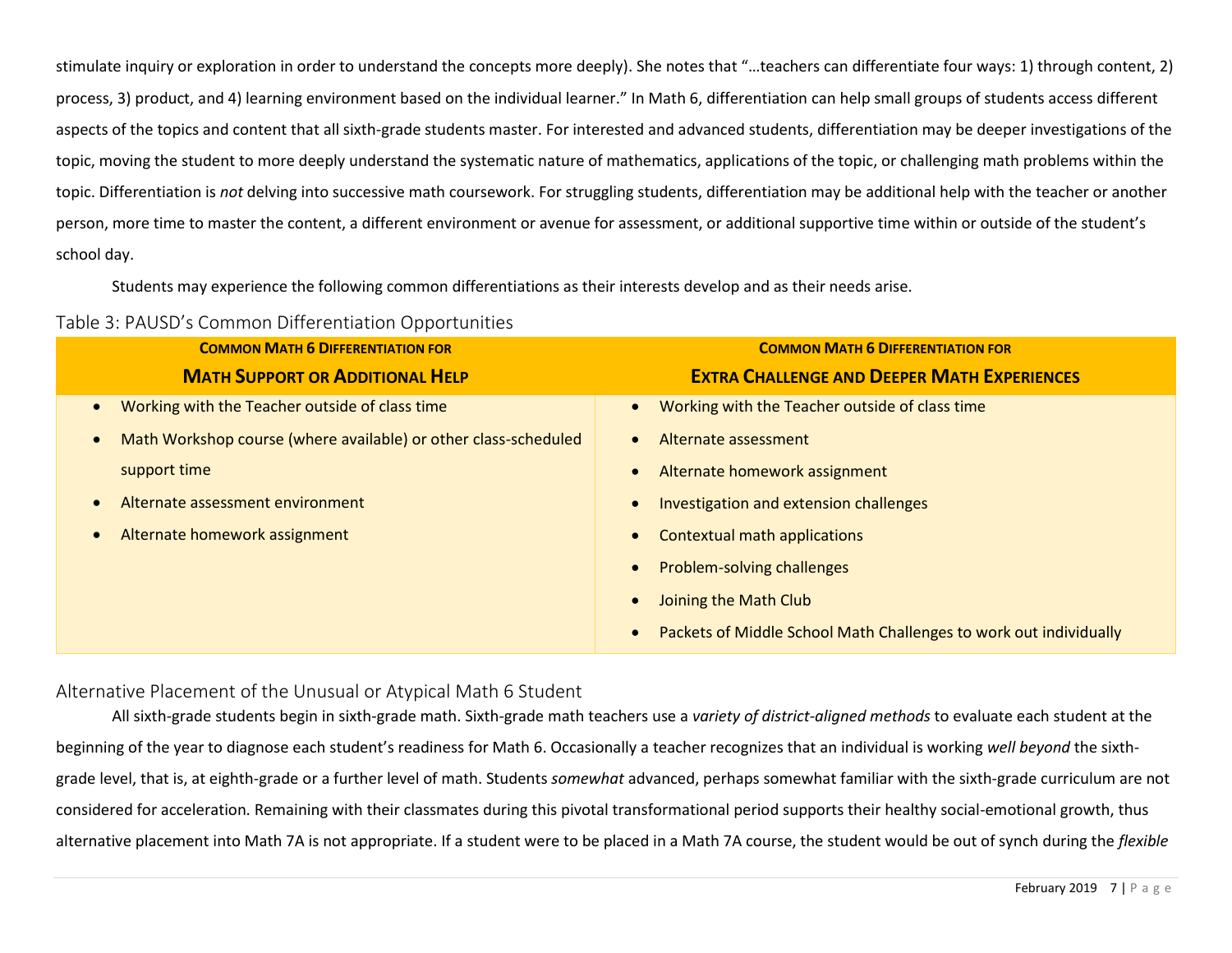stimulate inquiry or exploration in order to understand the concepts more deeply). She notes that "…teachers can differentiate four ways: 1) through content, 2) process, 3) product, and 4) learning environment based on the individual learner." In Math 6, differentiation can help small groups of students access different aspects of the topics and content that all sixth-grade students master. For interested and advanced students, differentiation may be deeper investigations of the topic, moving the student to more deeply understand the systematic nature of mathematics, applications of the topic, or challenging math problems within the topic. Differentiation is *not* delving into successive math coursework. For struggling students, differentiation may be additional help with the teacher or another person, more time to master the content, a different environment or avenue for assessment, or additional supportive time within or outside of the student's school day.

Students may experience the following common differentiations as their interests develop and as their needs arise.

### Table 3: PAUSD's Common Differentiation Opportunities

| **Common Math 6 Differentiation for Math Support or Additional Help** | **Common Math 6 Differentiation for Extra Challenge and Deeper Math Experiences** |
|---|---|
| • Working with the Teacher outside of class time<br>• Math Workshop course (where available) or other class-scheduled support time<br>• Alternate assessment environment<br>• Alternate homework assignment | • Working with the Teacher outside of class time<br>• Alternate assessment<br>• Alternate homework assignment<br>• Investigation and extension challenges<br>• Contextual math applications<br>• Problem-solving challenges<br>• Joining the Math Club<br>• Packets of Middle School Math Challenges to work out individually |

## Alternative Placement of the Unusual or Atypical Math 6 Student

All sixth-grade students begin in sixth-grade math. Sixth-grade math teachers use a *variety of district-aligned methods* to evaluate each student at the beginning of the year to diagnose each student's readiness for Math 6. Occasionally a teacher recognizes that an individual is working *well beyond* the sixth-grade level, that is, at eighth-grade or a further level of math. Students *somewhat* advanced, perhaps somewhat familiar with the sixth-grade curriculum are not considered for acceleration. Remaining with their classmates during this pivotal transformational period supports their healthy social-emotional growth, thus alternative placement into Math 7A is not appropriate. If a student were to be placed in a Math 7A course, the student would be out of synch during the *flexible*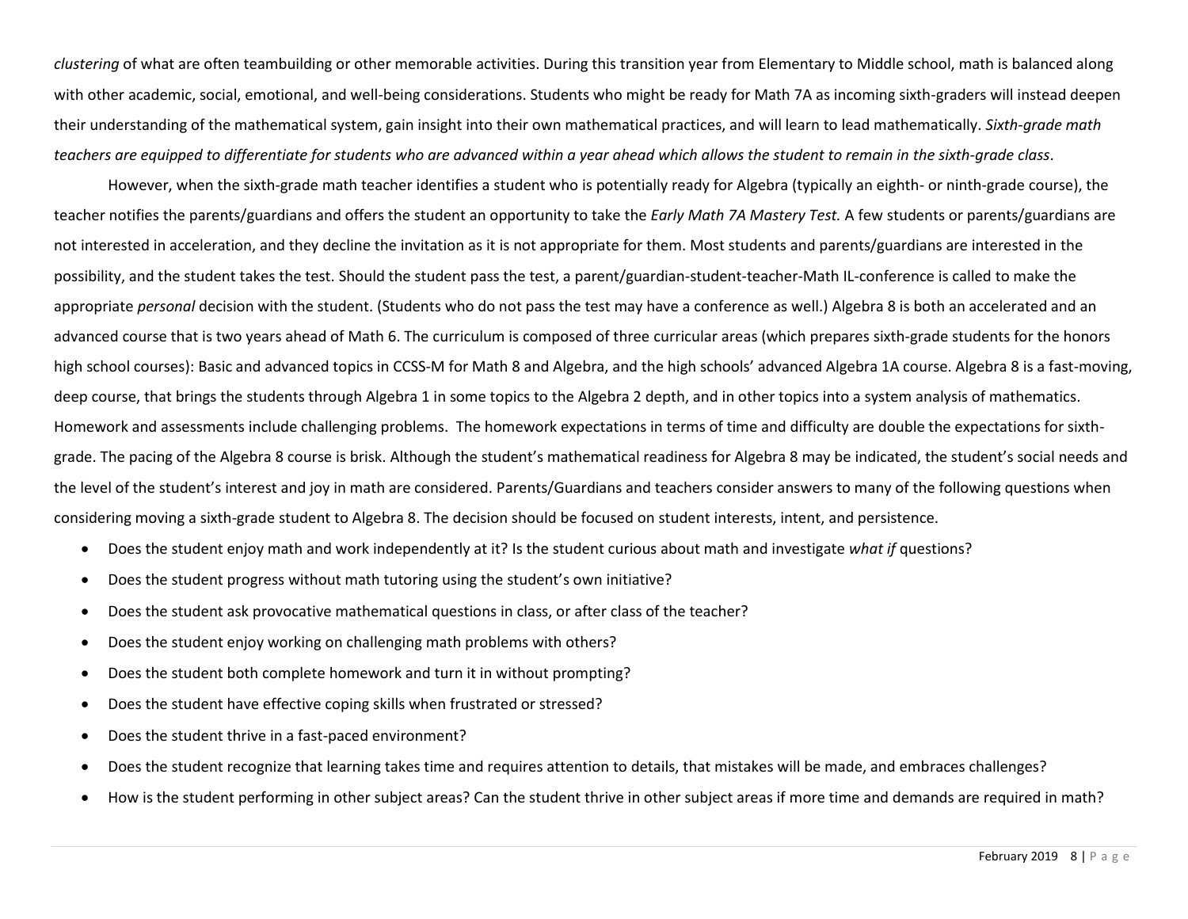*clustering* of what are often teambuilding or other memorable activities. During this transition year from Elementary to Middle school, math is balanced along with other academic, social, emotional, and well-being considerations. Students who might be ready for Math 7A as incoming sixth-graders will instead deepen their understanding of the mathematical system, gain insight into their own mathematical practices, and will learn to lead mathematically. *Sixth-grade math teachers are equipped to differentiate for students who are advanced within a year ahead which allows the student to remain in the sixth-grade class*.

However, when the sixth-grade math teacher identifies a student who is potentially ready for Algebra (typically an eighth- or ninth-grade course), the teacher notifies the parents/guardians and offers the student an opportunity to take the *Early Math 7A Mastery Test.* A few students or parents/guardians are not interested in acceleration, and they decline the invitation as it is not appropriate for them. Most students and parents/guardians are interested in the possibility, and the student takes the test. Should the student pass the test, a parent/guardian-student-teacher-Math IL-conference is called to make the appropriate *personal* decision with the student. (Students who do not pass the test may have a conference as well.) Algebra 8 is both an accelerated and an advanced course that is two years ahead of Math 6. The curriculum is composed of three curricular areas (which prepares sixth-grade students for the honors high school courses): Basic and advanced topics in CCSS-M for Math 8 and Algebra, and the high schools' advanced Algebra 1A course. Algebra 8 is a fast-moving, deep course, that brings the students through Algebra 1 in some topics to the Algebra 2 depth, and in other topics into a system analysis of mathematics. Homework and assessments include challenging problems. The homework expectations in terms of time and difficulty are double the expectations for sixth-grade. The pacing of the Algebra 8 course is brisk. Although the student's mathematical readiness for Algebra 8 may be indicated, the student's social needs and the level of the student's interest and joy in math are considered. Parents/Guardians and teachers consider answers to many of the following questions when considering moving a sixth-grade student to Algebra 8. The decision should be focused on student interests, intent, and persistence.

- Does the student enjoy math and work independently at it? Is the student curious about math and investigate *what if* questions?
- Does the student progress without math tutoring using the student's own initiative?
- Does the student ask provocative mathematical questions in class, or after class of the teacher?
- Does the student enjoy working on challenging math problems with others?
- Does the student both complete homework and turn it in without prompting?
- Does the student have effective coping skills when frustrated or stressed?
- Does the student thrive in a fast-paced environment?
- Does the student recognize that learning takes time and requires attention to details, that mistakes will be made, and embraces challenges?
- How is the student performing in other subject areas? Can the student thrive in other subject areas if more time and demands are required in math?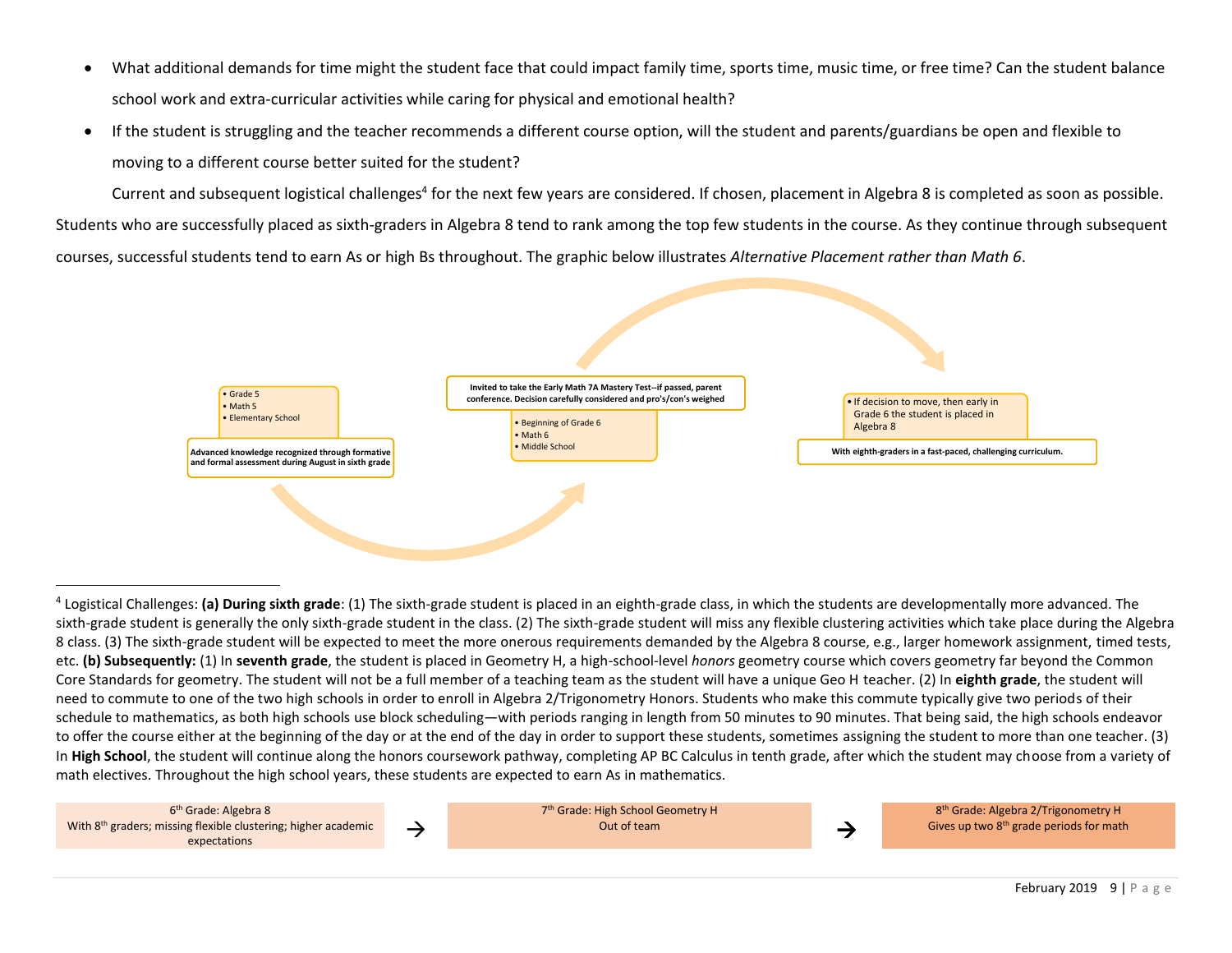- What additional demands for time might the student face that could impact family time, sports time, music time, or free time? Can the student balance school work and extra-curricular activities while caring for physical and emotional health?
- If the student is struggling and the teacher recommends a different course option, will the student and parents/guardians be open and flexible to moving to a different course better suited for the student?

Current and subsequent logistical challenges[4] for the next few years are considered. If chosen, placement in Algebra 8 is completed as soon as possible. Students who are successfully placed as sixth-graders in Algebra 8 tend to rank among the top few students in the course. As they continue through subsequent courses, successful students tend to earn As or high Bs throughout. The graphic below illustrates *Alternative Placement rather than Math 6*.

- Grade 5
- Math 5
- Elementary School

**Advanced knowledge recognized through formative and formal assessment during August in sixth grade**

**Invited to take the Early Math 7A Mastery Test--if passed, parent conference. Decision carefully considered and pro's/con's weighed**

- Beginning of Grade 6
- Math 6
- Middle School

- If decision to move, then early in Grade 6 the student is placed in Algebra 8

**With eighth-graders in a fast-paced, challenging curriculum.**

---

[4] Logistical Challenges: **(a) During sixth grade**: (1) The sixth-grade student is placed in an eighth-grade class, in which the students are developmentally more advanced. The sixth-grade student is generally the only sixth-grade student in the class. (2) The sixth-grade student will miss any flexible clustering activities which take place during the Algebra 8 class. (3) The sixth-grade student will be expected to meet the more onerous requirements demanded by the Algebra 8 course, e.g., larger homework assignment, timed tests, etc. **(b) Subsequently:** (1) In **seventh grade**, the student is placed in Geometry H, a high-school-level *honors* geometry course which covers geometry far beyond the Common Core Standards for geometry. The student will not be a full member of a teaching team as the student will have a unique Geo H teacher. (2) In **eighth grade**, the student will need to commute to one of the two high schools in order to enroll in Algebra 2/Trigonometry Honors. Students who make this commute typically give two periods of their schedule to mathematics, as both high schools use block scheduling—with periods ranging in length from 50 minutes to 90 minutes. That being said, the high schools endeavor to offer the course either at the beginning of the day or at the end of the day in order to support these students, sometimes assigning the student to more than one teacher. (3) In **High School**, the student will continue along the honors coursework pathway, completing AP BC Calculus in tenth grade, after which the student may choose from a variety of math electives. Throughout the high school years, these students are expected to earn As in mathematics.

6th Grade: Algebra 8
With 8th graders; missing flexible clustering; higher academic expectations

→

7th Grade: High School Geometry H
Out of team

→

8th Grade: Algebra 2/Trigonometry H
Gives up two 8th grade periods for math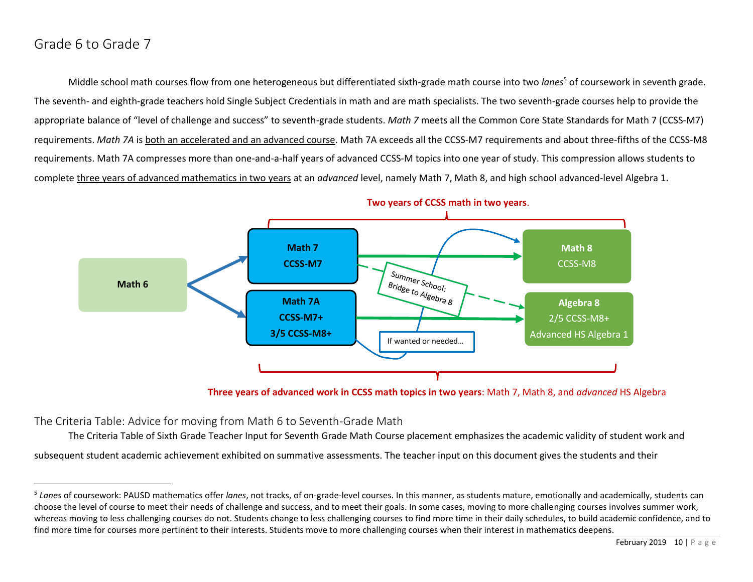## Grade 6 to Grade 7

Middle school math courses flow from one heterogeneous but differentiated sixth-grade math course into two *lanes*[5] of coursework in seventh grade. The seventh- and eighth-grade teachers hold Single Subject Credentials in math and are math specialists. The two seventh-grade courses help to provide the appropriate balance of "level of challenge and success" to seventh-grade students. *Math 7* meets all the Common Core State Standards for Math 7 (CCSS-M7) requirements. *Math 7A* is both an accelerated and an advanced course. Math 7A exceeds all the CCSS-M7 requirements and about three-fifths of the CCSS-M8 requirements. Math 7A compresses more than one-and-a-half years of advanced CCSS-M topics into one year of study. This compression allows students to complete three years of advanced mathematics in two years at an *advanced* level, namely Math 7, Math 8, and high school advanced-level Algebra 1.

**Two years of CCSS math in two years.**

Math 6

Math 7
CCSS-M7

Math 7A
CCSS-M7+
3/5 CCSS-M8+

Summer School:
Bridge to Algebra 8

If wanted or needed…

Math 8
CCSS-M8

Algebra 8
2/5 CCSS-M8+
Advanced HS Algebra 1

**Three years of advanced work in CCSS math topics in two years**: Math 7, Math 8, and *advanced* HS Algebra

### The Criteria Table: Advice for moving from Math 6 to Seventh-Grade Math

The Criteria Table of Sixth Grade Teacher Input for Seventh Grade Math Course placement emphasizes the academic validity of student work and subsequent student academic achievement exhibited on summative assessments. The teacher input on this document gives the students and their

[5] *Lanes* of coursework: PAUSD mathematics offer *lanes*, not tracks, of on-grade-level courses. In this manner, as students mature, emotionally and academically, students can choose the level of course to meet their needs of challenge and success, and to meet their goals. In some cases, moving to more challenging courses involves summer work, whereas moving to less challenging courses do not. Students change to less challenging courses to find more time in their daily schedules, to build academic confidence, and to find more time for courses more pertinent to their interests. Students move to more challenging courses when their interest in mathematics deepens.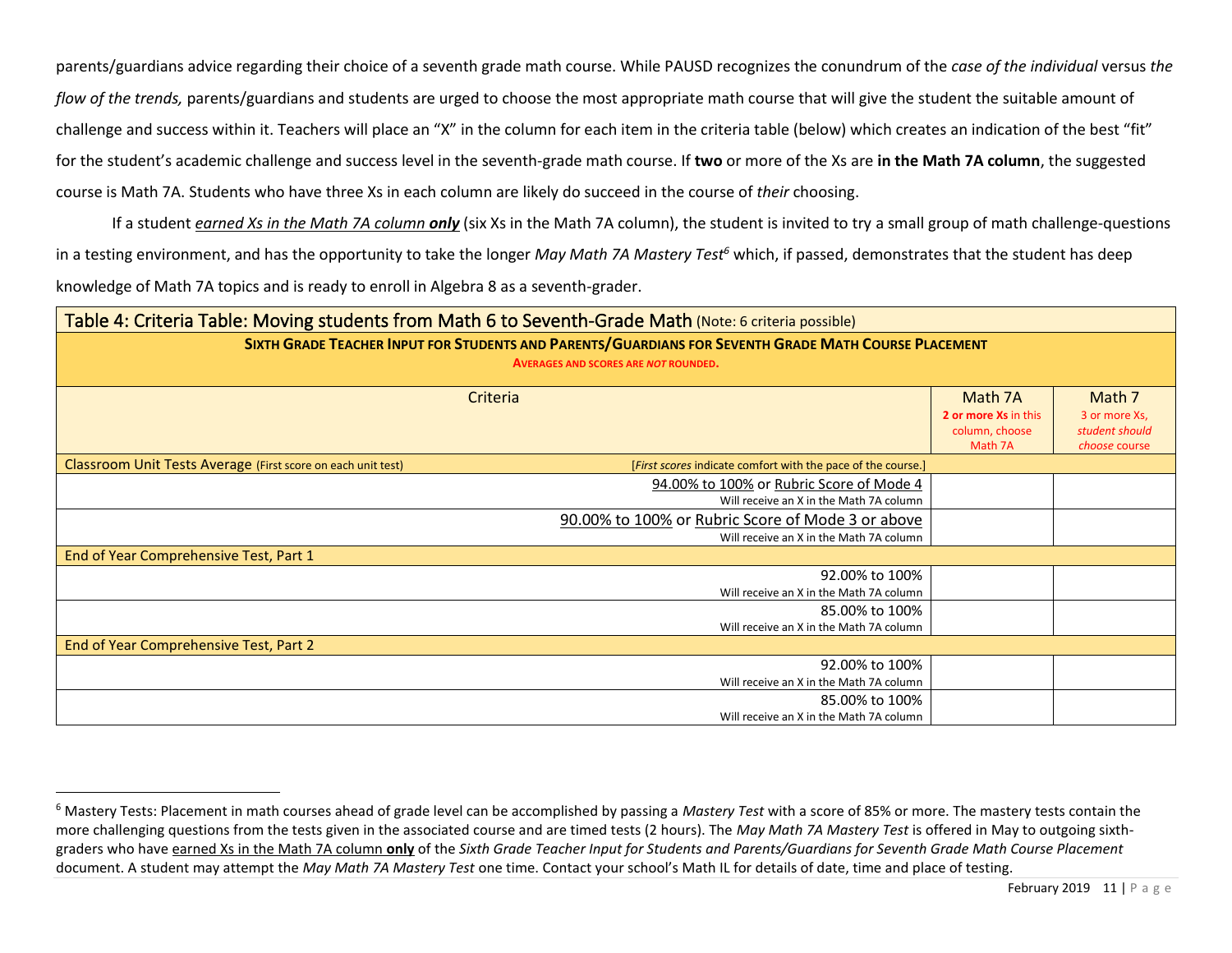parents/guardians advice regarding their choice of a seventh grade math course. While PAUSD recognizes the conundrum of the *case of the individual* versus *the flow of the trends,* parents/guardians and students are urged to choose the most appropriate math course that will give the student the suitable amount of challenge and success within it. Teachers will place an "X" in the column for each item in the criteria table (below) which creates an indication of the best "fit" for the student's academic challenge and success level in the seventh-grade math course. If **two** or more of the Xs are **in the Math 7A column**, the suggested course is Math 7A. Students who have three Xs in each column are likely do succeed in the course of *their* choosing.

If a student ***earned Xs in the Math 7A column only*** (six Xs in the Math 7A column), the student is invited to try a small group of math challenge-questions in a testing environment, and has the opportunity to take the longer *May Math 7A Mastery Test*[6] which, if passed, demonstrates that the student has deep knowledge of Math 7A topics and is ready to enroll in Algebra 8 as a seventh-grader.

| Table 4: Criteria Table: Moving students from Math 6 to Seventh-Grade Math (Note: 6 criteria possible) | | |
|---|---|---|
| **SIXTH GRADE TEACHER INPUT FOR STUDENTS AND PARENTS/GUARDIANS FOR SEVENTH GRADE MATH COURSE PLACEMENT** — **AVERAGES AND SCORES ARE *NOT* ROUNDED.** | | |
| Criteria | Math 7A<br>**2 or more Xs** in this column, choose Math 7A | Math 7<br>3 or more Xs, *student should choose* course |
| Classroom Unit Tests Average (First score on each unit test) [*First scores* indicate comfort with the pace of the course.] | | |
| 94.00% to 100% or Rubric Score of Mode 4<br>Will receive an X in the Math 7A column | | |
| 90.00% to 100% or Rubric Score of Mode 3 or above<br>Will receive an X in the Math 7A column | | |
| End of Year Comprehensive Test, Part 1 | | |
| 92.00% to 100%<br>Will receive an X in the Math 7A column | | |
| 85.00% to 100%<br>Will receive an X in the Math 7A column | | |
| End of Year Comprehensive Test, Part 2 | | |
| 92.00% to 100%<br>Will receive an X in the Math 7A column | | |
| 85.00% to 100%<br>Will receive an X in the Math 7A column | | |

[6] Mastery Tests: Placement in math courses ahead of grade level can be accomplished by passing a *Mastery Test* with a score of 85% or more. The mastery tests contain the more challenging questions from the tests given in the associated course and are timed tests (2 hours). The *May Math 7A Mastery Test* is offered in May to outgoing sixth-graders who have earned Xs in the Math 7A column **only** of the *Sixth Grade Teacher Input for Students and Parents/Guardians for Seventh Grade Math Course Placement* document. A student may attempt the *May Math 7A Mastery Test* one time. Contact your school's Math IL for details of date, time and place of testing.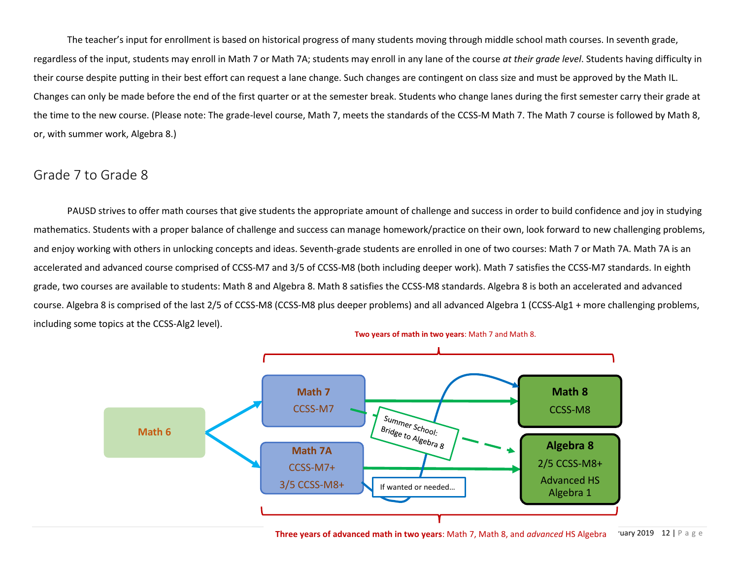The teacher's input for enrollment is based on historical progress of many students moving through middle school math courses. In seventh grade, regardless of the input, students may enroll in Math 7 or Math 7A; students may enroll in any lane of the course *at their grade level*. Students having difficulty in their course despite putting in their best effort can request a lane change. Such changes are contingent on class size and must be approved by the Math IL. Changes can only be made before the end of the first quarter or at the semester break. Students who change lanes during the first semester carry their grade at the time to the new course. (Please note: The grade-level course, Math 7, meets the standards of the CCSS-M Math 7. The Math 7 course is followed by Math 8, or, with summer work, Algebra 8.)

## Grade 7 to Grade 8

PAUSD strives to offer math courses that give students the appropriate amount of challenge and success in order to build confidence and joy in studying mathematics. Students with a proper balance of challenge and success can manage homework/practice on their own, look forward to new challenging problems, and enjoy working with others in unlocking concepts and ideas. Seventh-grade students are enrolled in one of two courses: Math 7 or Math 7A. Math 7A is an accelerated and advanced course comprised of CCSS-M7 and 3/5 of CCSS-M8 (both including deeper work). Math 7 satisfies the CCSS-M7 standards. In eighth grade, two courses are available to students: Math 8 and Algebra 8. Math 8 satisfies the CCSS-M8 standards. Algebra 8 is both an accelerated and advanced course. Algebra 8 is comprised of the last 2/5 of CCSS-M8 (CCSS-M8 plus deeper problems) and all advanced Algebra 1 (CCSS-Alg1 + more challenging problems, including some topics at the CCSS-Alg2 level).

**Two years of math in two years**: Math 7 and Math 8.

Math 6 → Math 7 (CCSS-M7) or Math 7A (CCSS-M7+, 3/5 CCSS-M8+)

Math 7 (CCSS-M7) → Math 8 (CCSS-M8)

Math 7 (CCSS-M7) → Summer School: Bridge to Algebra 8 → Algebra 8

Math 7A (CCSS-M7+, 3/5 CCSS-M8+) → Algebra 8 (2/5 CCSS-M8+, Advanced HS Algebra 1)

Math 7A → If wanted or needed… → Math 8

**Three years of advanced math in two years**: Math 7, Math 8, and *advanced* HS Algebra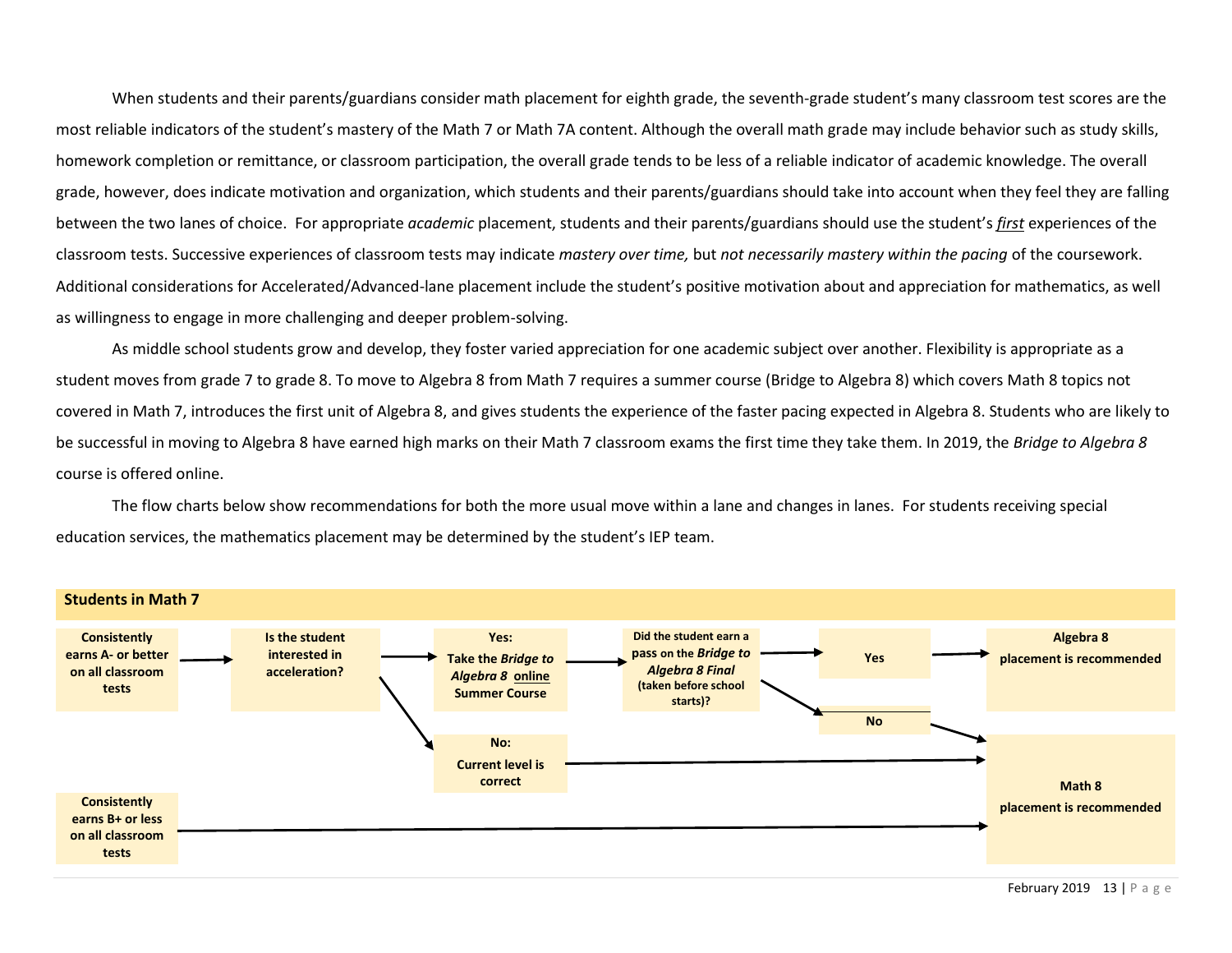When students and their parents/guardians consider math placement for eighth grade, the seventh-grade student's many classroom test scores are the most reliable indicators of the student's mastery of the Math 7 or Math 7A content. Although the overall math grade may include behavior such as study skills, homework completion or remittance, or classroom participation, the overall grade tends to be less of a reliable indicator of academic knowledge. The overall grade, however, does indicate motivation and organization, which students and their parents/guardians should take into account when they feel they are falling between the two lanes of choice. For appropriate *academic* placement, students and their parents/guardians should use the student's ***first*** experiences of the classroom tests. Successive experiences of classroom tests may indicate *mastery over time,* but *not necessarily mastery within the pacing* of the coursework. Additional considerations for Accelerated/Advanced-lane placement include the student's positive motivation about and appreciation for mathematics, as well as willingness to engage in more challenging and deeper problem-solving.

As middle school students grow and develop, they foster varied appreciation for one academic subject over another. Flexibility is appropriate as a student moves from grade 7 to grade 8. To move to Algebra 8 from Math 7 requires a summer course (Bridge to Algebra 8) which covers Math 8 topics not covered in Math 7, introduces the first unit of Algebra 8, and gives students the experience of the faster pacing expected in Algebra 8. Students who are likely to be successful in moving to Algebra 8 have earned high marks on their Math 7 classroom exams the first time they take them. In 2019, the *Bridge to Algebra 8* course is offered online.

The flow charts below show recommendations for both the more usual move within a lane and changes in lanes. For students receiving special education services, the mathematics placement may be determined by the student's IEP team.

**Students in Math 7**

- **Consistently earns A- or better on all classroom tests** → **Is the student interested in acceleration?**
  - **Yes: Take the *Bridge to Algebra 8* online Summer Course** → **Did the student earn a pass on the *Bridge to Algebra 8 Final* (taken before school starts)?**
    - **Yes** → **Algebra 8 placement is recommended**
    - **No** → **Math 8 placement is recommended**
  - **No: Current level is correct** → **Math 8 placement is recommended**
- **Consistently earns B+ or less on all classroom tests** → **Math 8 placement is recommended**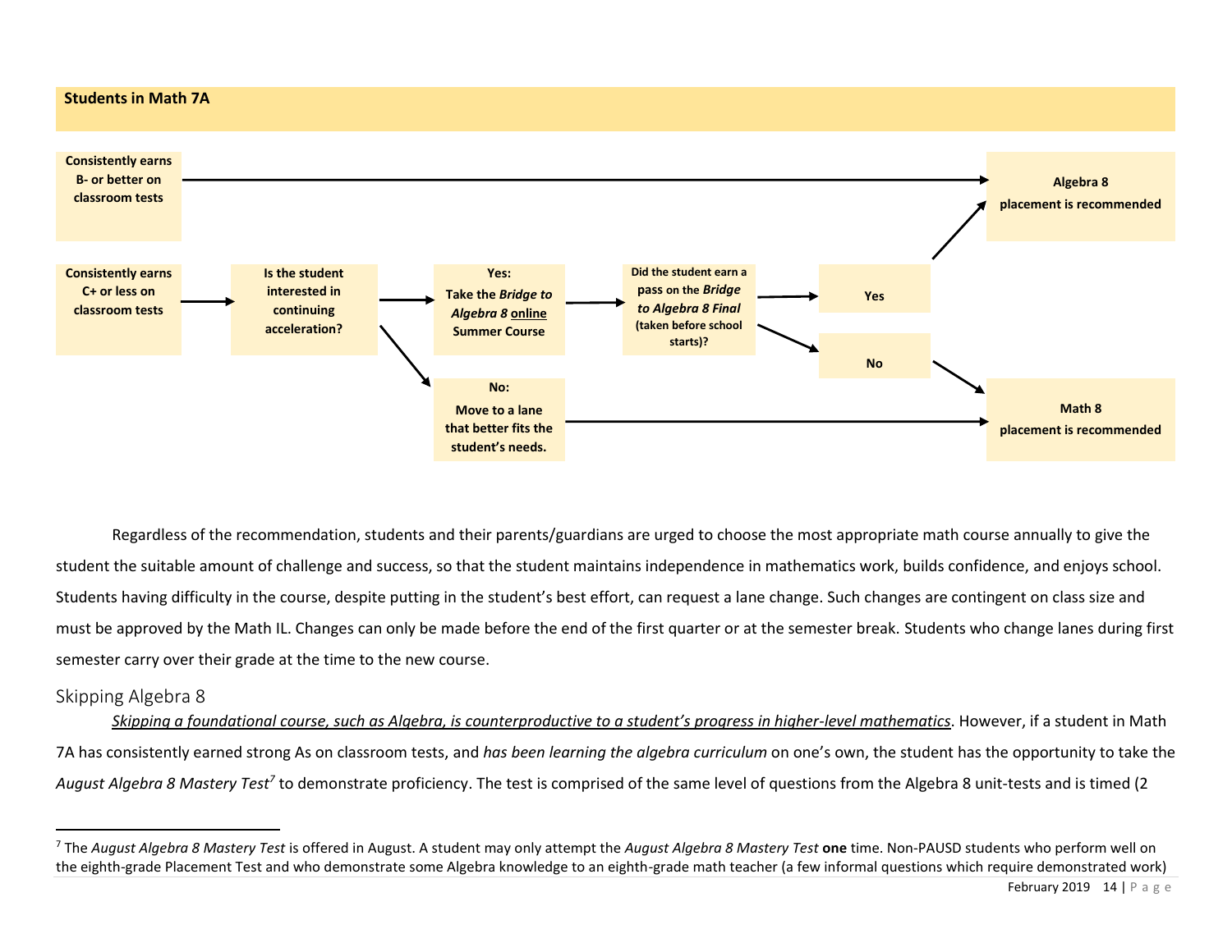**Students in Math 7A**

- **Consistently earns B- or better on classroom tests** → **Algebra 8 placement is recommended**
- **Consistently earns C+ or less on classroom tests** → **Is the student interested in continuing acceleration?**
  - **Yes: Take the *Bridge to Algebra 8* online Summer Course** → **Did the student earn a pass on the *Bridge to Algebra 8 Final* (taken before school starts)?**
    - **Yes** → **Algebra 8 placement is recommended**
    - **No** → **Math 8 placement is recommended**
  - **No: Move to a lane that better fits the student's needs.** → **Math 8 placement is recommended**

Regardless of the recommendation, students and their parents/guardians are urged to choose the most appropriate math course annually to give the student the suitable amount of challenge and success, so that the student maintains independence in mathematics work, builds confidence, and enjoys school. Students having difficulty in the course, despite putting in the student's best effort, can request a lane change. Such changes are contingent on class size and must be approved by the Math IL. Changes can only be made before the end of the first quarter or at the semester break. Students who change lanes during first semester carry over their grade at the time to the new course.

## Skipping Algebra 8

*Skipping a foundational course, such as Algebra, is counterproductive to a student's progress in higher-level mathematics*. However, if a student in Math 7A has consistently earned strong As on classroom tests, and *has been learning the algebra curriculum* on one's own, the student has the opportunity to take the *August Algebra 8 Mastery Test*[7] to demonstrate proficiency. The test is comprised of the same level of questions from the Algebra 8 unit-tests and is timed (2

[7] The *August Algebra 8 Mastery Test* is offered in August. A student may only attempt the *August Algebra 8 Mastery Test* **one** time. Non-PAUSD students who perform well on the eighth-grade Placement Test and who demonstrate some Algebra knowledge to an eighth-grade math teacher (a few informal questions which require demonstrated work)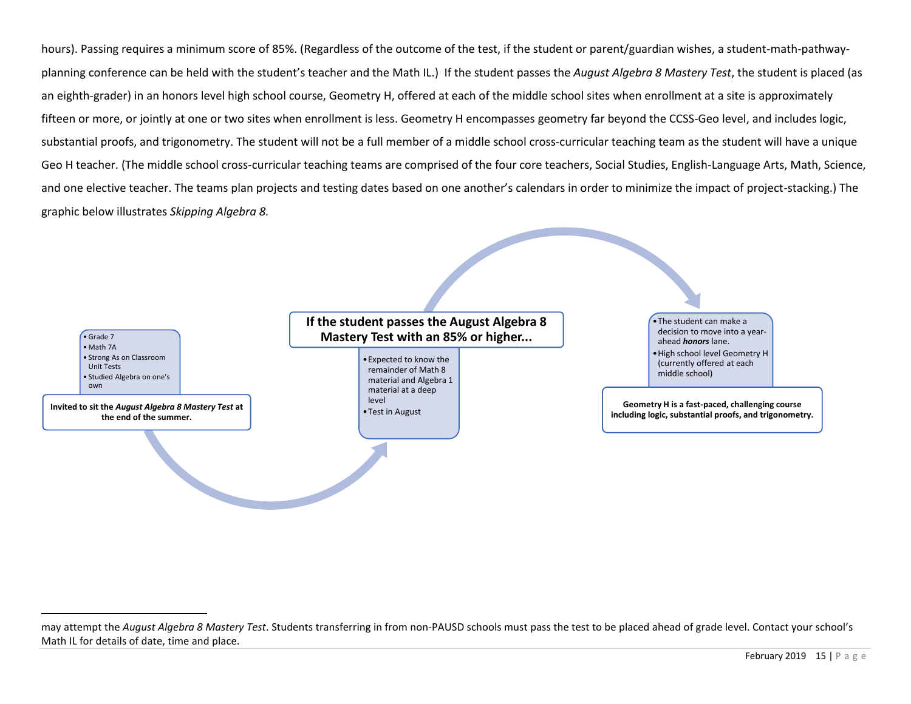hours). Passing requires a minimum score of 85%. (Regardless of the outcome of the test, if the student or parent/guardian wishes, a student-math-pathway-planning conference can be held with the student's teacher and the Math IL.) If the student passes the *August Algebra 8 Mastery Test*, the student is placed (as an eighth-grader) in an honors level high school course, Geometry H, offered at each of the middle school sites when enrollment at a site is approximately fifteen or more, or jointly at one or two sites when enrollment is less. Geometry H encompasses geometry far beyond the CCSS-Geo level, and includes logic, substantial proofs, and trigonometry. The student will not be a full member of a middle school cross-curricular teaching team as the student will have a unique Geo H teacher. (The middle school cross-curricular teaching teams are comprised of the four core teachers, Social Studies, English-Language Arts, Math, Science, and one elective teacher. The teams plan projects and testing dates based on one another's calendars in order to minimize the impact of project-stacking.) The graphic below illustrates *Skipping Algebra 8.*

- Grade 7
- Math 7A
- Strong As on Classroom Unit Tests
- Studied Algebra on one's own

**Invited to sit the *August Algebra 8 Mastery Test* at the end of the summer.**

**If the student passes the August Algebra 8 Mastery Test with an 85% or higher...**

- Expected to know the remainder of Math 8 material and Algebra 1 material at a deep level
- Test in August

- The student can make a decision to move into a year-ahead ***honors*** lane.
- High school level Geometry H (currently offered at each middle school)

**Geometry H is a fast-paced, challenging course including logic, substantial proofs, and trigonometry.**

---

may attempt the *August Algebra 8 Mastery Test*. Students transferring in from non-PAUSD schools must pass the test to be placed ahead of grade level. Contact your school's Math IL for details of date, time and place.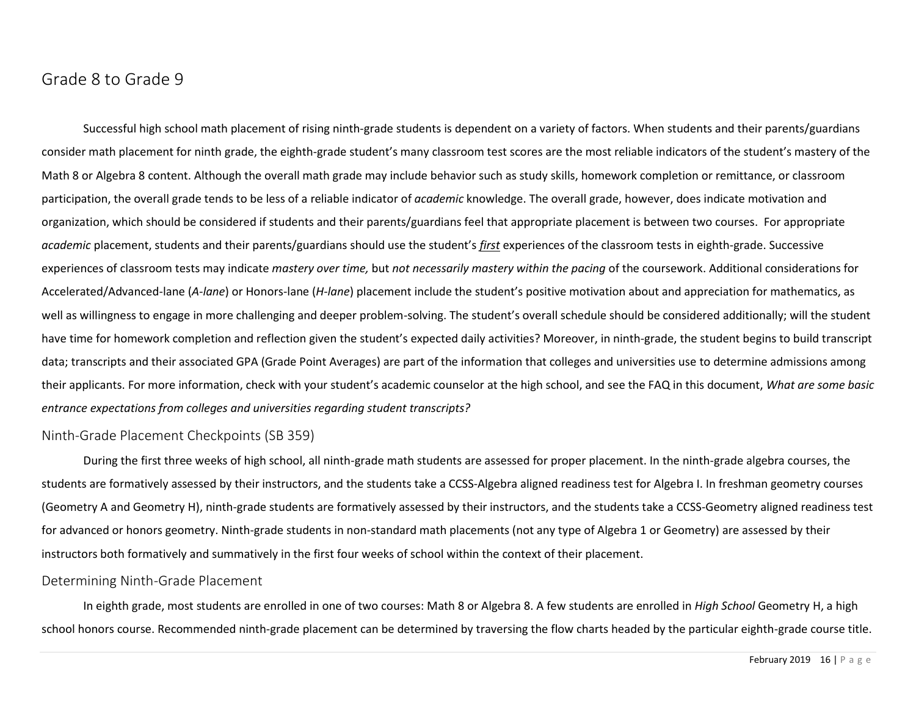# Grade 8 to Grade 9

Successful high school math placement of rising ninth-grade students is dependent on a variety of factors. When students and their parents/guardians consider math placement for ninth grade, the eighth-grade student's many classroom test scores are the most reliable indicators of the student's mastery of the Math 8 or Algebra 8 content. Although the overall math grade may include behavior such as study skills, homework completion or remittance, or classroom participation, the overall grade tends to be less of a reliable indicator of *academic* knowledge. The overall grade, however, does indicate motivation and organization, which should be considered if students and their parents/guardians feel that appropriate placement is between two courses. For appropriate *academic* placement, students and their parents/guardians should use the student's ***first*** experiences of the classroom tests in eighth-grade. Successive experiences of classroom tests may indicate *mastery over time,* but *not necessarily mastery within the pacing* of the coursework. Additional considerations for Accelerated/Advanced-lane (*A-lane*) or Honors-lane (*H-lane*) placement include the student's positive motivation about and appreciation for mathematics, as well as willingness to engage in more challenging and deeper problem-solving. The student's overall schedule should be considered additionally; will the student have time for homework completion and reflection given the student's expected daily activities? Moreover, in ninth-grade, the student begins to build transcript data; transcripts and their associated GPA (Grade Point Averages) are part of the information that colleges and universities use to determine admissions among their applicants. For more information, check with your student's academic counselor at the high school, and see the FAQ in this document, *What are some basic entrance expectations from colleges and universities regarding student transcripts?*

## Ninth-Grade Placement Checkpoints (SB 359)

During the first three weeks of high school, all ninth-grade math students are assessed for proper placement. In the ninth-grade algebra courses, the students are formatively assessed by their instructors, and the students take a CCSS-Algebra aligned readiness test for Algebra I. In freshman geometry courses (Geometry A and Geometry H), ninth-grade students are formatively assessed by their instructors, and the students take a CCSS-Geometry aligned readiness test for advanced or honors geometry. Ninth-grade students in non-standard math placements (not any type of Algebra 1 or Geometry) are assessed by their instructors both formatively and summatively in the first four weeks of school within the context of their placement.

## Determining Ninth-Grade Placement

In eighth grade, most students are enrolled in one of two courses: Math 8 or Algebra 8. A few students are enrolled in *High School* Geometry H, a high school honors course. Recommended ninth-grade placement can be determined by traversing the flow charts headed by the particular eighth-grade course title.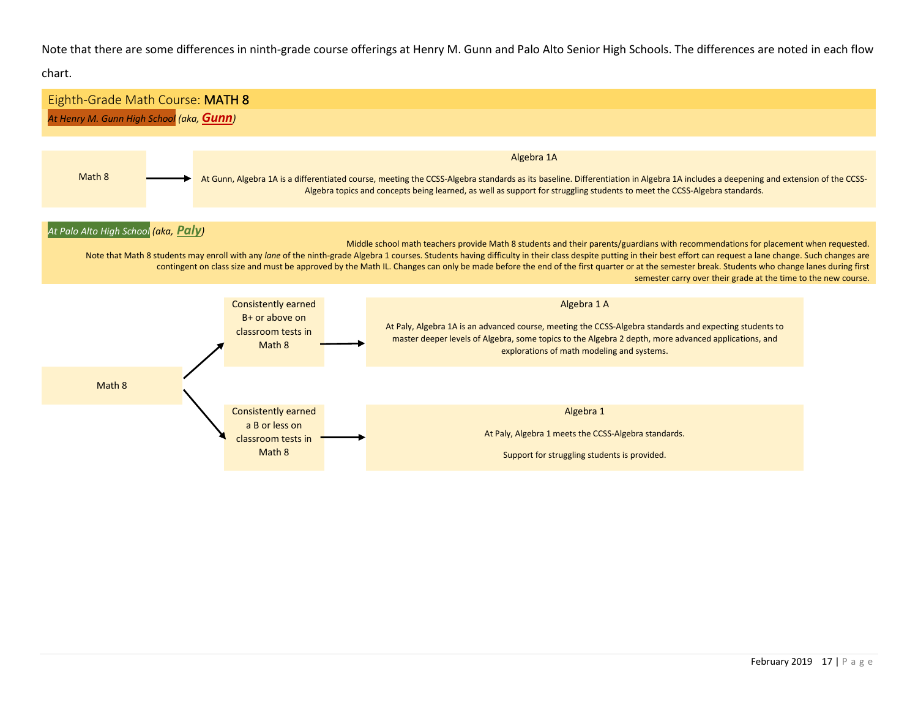Note that there are some differences in ninth-grade course offerings at Henry M. Gunn and Palo Alto Senior High Schools. The differences are noted in each flow chart.

## Eighth-Grade Math Course: **MATH 8**

*At Henry M. Gunn High School (aka, **Gunn**)*

Math 8 → **Algebra 1A**

At Gunn, Algebra 1A is a differentiated course, meeting the CCSS-Algebra standards as its baseline. Differentiation in Algebra 1A includes a deepening and extension of the CCSS-Algebra topics and concepts being learned, as well as support for struggling students to meet the CCSS-Algebra standards.

*At Palo Alto High School (aka, **Paly**)*

Middle school math teachers provide Math 8 students and their parents/guardians with recommendations for placement when requested.

Note that Math 8 students may enroll with any *lane* of the ninth-grade Algebra 1 courses. Students having difficulty in their class despite putting in their best effort can request a lane change. Such changes are contingent on class size and must be approved by the Math IL. Changes can only be made before the end of the first quarter or at the semester break. Students who change lanes during first semester carry over their grade at the time to the new course.

Math 8 → Consistently earned B+ or above on classroom tests in Math 8 → **Algebra 1 A**

At Paly, Algebra 1A is an advanced course, meeting the CCSS-Algebra standards and expecting students to master deeper levels of Algebra, some topics to the Algebra 2 depth, more advanced applications, and explorations of math modeling and systems.

Math 8 → Consistently earned a B or less on classroom tests in Math 8 → **Algebra 1**

At Paly, Algebra 1 meets the CCSS-Algebra standards.

Support for struggling students is provided.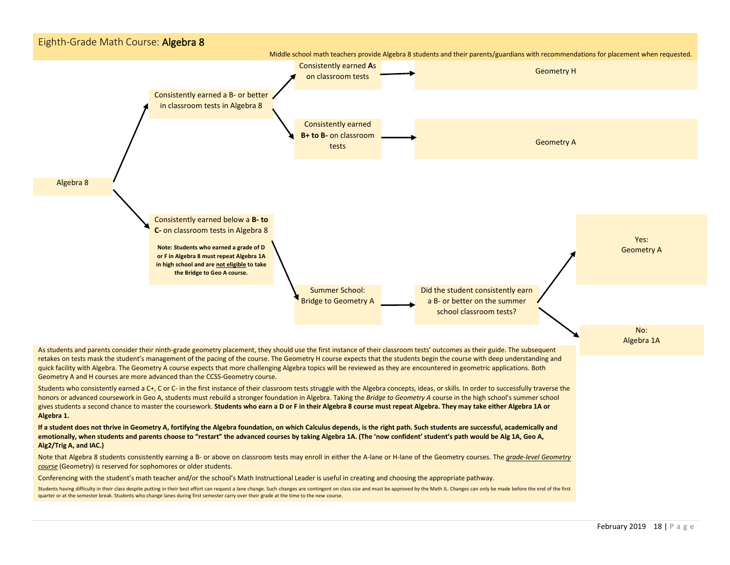## Eighth-Grade Math Course: **Algebra 8**

Middle school math teachers provide Algebra 8 students and their parents/guardians with recommendations for placement when requested.

Algebra 8

- Consistently earned a B- or better in classroom tests in Algebra 8
  - Consistently earned **A**s on classroom tests → Geometry H
  - Consistently earned **B+ to B-** on classroom tests → Geometry A
- Consistently earned below a **B- to C-** on classroom tests in Algebra 8

  **Note: Students who earned a grade of D or F in Algebra 8 must repeat Algebra 1A in high school and are not eligible to take the Bridge to Geo A course.**

  - Summer School: Bridge to Geometry A → Did the student consistently earn a B- or better on the summer school classroom tests?
    - Yes: Geometry A
    - No: Algebra 1A

As students and parents consider their ninth-grade geometry placement, they should use the first instance of their classroom tests' outcomes as their guide. The subsequent retakes on tests mask the student's management of the pacing of the course. The Geometry H course expects that the students begin the course with deep understanding and quick facility with Algebra. The Geometry A course expects that more challenging Algebra topics will be reviewed as they are encountered in geometric applications. Both Geometry A and H courses are more advanced than the CCSS-Geometry course.

Students who consistently earned a C+, C or C- in the first instance of their classroom tests struggle with the Algebra concepts, ideas, or skills. In order to successfully traverse the honors or advanced coursework in Geo A, students must rebuild a stronger foundation in Algebra. Taking the *Bridge to Geometry A* course in the high school's summer school gives students a second chance to master the coursework. **Students who earn a D or F in their Algebra 8 course must repeat Algebra. They may take either Algebra 1A or Algebra 1.**

**If a student does not thrive in Geometry A, fortifying the Algebra foundation, on which Calculus depends, is the right path. Such students are successful, academically and emotionally, when students and parents choose to "restart" the advanced courses by taking Algebra 1A. (The 'now confident' student's path would be Alg 1A, Geo A, Alg2/Trig A, and IAC.)**

Note that Algebra 8 students consistently earning a B- or above on classroom tests may enroll in either the A-lane or H-lane of the Geometry courses. The *grade-level Geometry course* (Geometry) is reserved for sophomores or older students.

Conferencing with the student's math teacher and/or the school's Math Instructional Leader is useful in creating and choosing the appropriate pathway.

Students having difficulty in their class despite putting in their best effort can request a lane change. Such changes are contingent on class size and must be approved by the Math IL. Changes can only be made before the end of the first quarter or at the semester break. Students who change lanes during first semester carry over their grade at the time to the new course.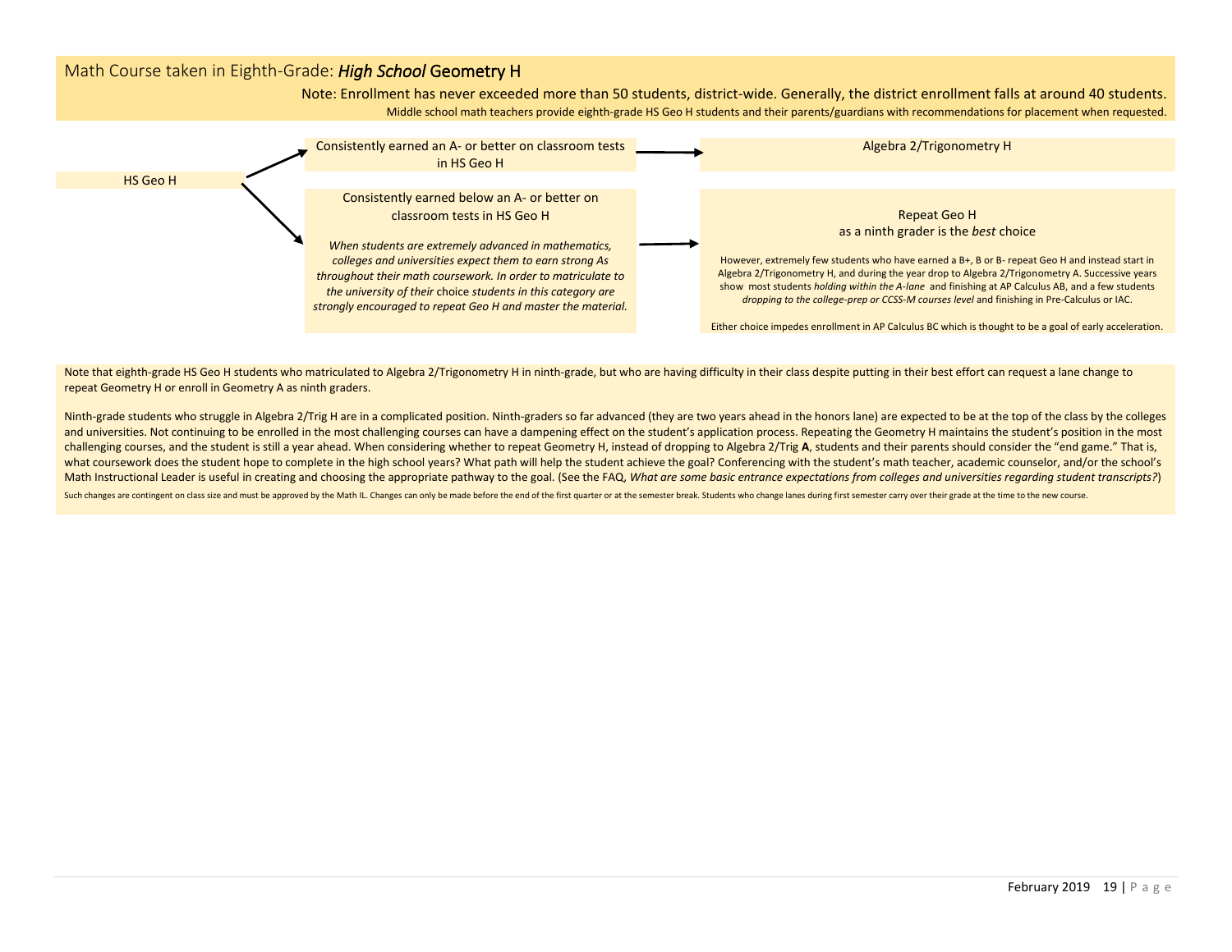## Math Course taken in Eighth-Grade: *High School* Geometry H

Note: Enrollment has never exceeded more than 50 students, district-wide. Generally, the district enrollment falls at around 40 students.

Middle school math teachers provide eighth-grade HS Geo H students and their parents/guardians with recommendations for placement when requested.

**HS Geo H**

- Consistently earned an A- or better on classroom tests in HS Geo H → **Algebra 2/Trigonometry H**

- Consistently earned below an A- or better on classroom tests in HS Geo H

  *When students are extremely advanced in mathematics, colleges and universities expect them to earn strong As throughout their math coursework. In order to matriculate to the university of their* choice *students in this category are strongly encouraged to repeat Geo H and master the material.*

  → **Repeat Geo H as a ninth grader is the *best* choice**

  However, extremely few students who have earned a B+, B or B- repeat Geo H and instead start in Algebra 2/Trigonometry H, and during the year drop to Algebra 2/Trigonometry A. Successive years show most students *holding within the A-lane* and finishing at AP Calculus AB, and a few students *dropping to the college-prep or CCSS-M courses level* and finishing in Pre-Calculus or IAC.

  Either choice impedes enrollment in AP Calculus BC which is thought to be a goal of early acceleration.

Note that eighth-grade HS Geo H students who matriculated to Algebra 2/Trigonometry H in ninth-grade, but who are having difficulty in their class despite putting in their best effort can request a lane change to repeat Geometry H or enroll in Geometry A as ninth graders.

Ninth-grade students who struggle in Algebra 2/Trig H are in a complicated position. Ninth-graders so far advanced (they are two years ahead in the honors lane) are expected to be at the top of the class by the colleges and universities. Not continuing to be enrolled in the most challenging courses can have a dampening effect on the student's application process. Repeating the Geometry H maintains the student's position in the most challenging courses, and the student is still a year ahead. When considering whether to repeat Geometry H, instead of dropping to Algebra 2/Trig **A**, students and their parents should consider the "end game." That is, what coursework does the student hope to complete in the high school years? What path will help the student achieve the goal? Conferencing with the student's math teacher, academic counselor, and/or the school's Math Instructional Leader is useful in creating and choosing the appropriate pathway to the goal. (See the FAQ, *What are some basic entrance expectations from colleges and universities regarding student transcripts?*)

Such changes are contingent on class size and must be approved by the Math IL. Changes can only be made before the end of the first quarter or at the semester break. Students who change lanes during first semester carry over their grade at the time to the new course.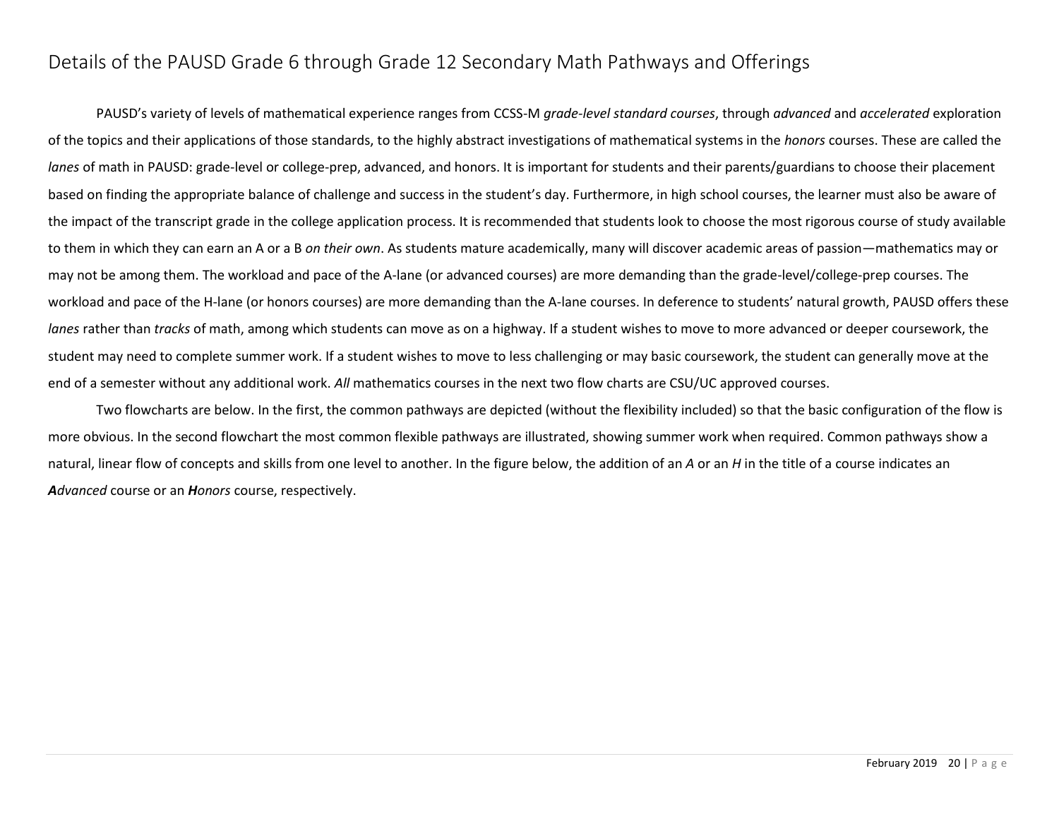## Details of the PAUSD Grade 6 through Grade 12 Secondary Math Pathways and Offerings

PAUSD's variety of levels of mathematical experience ranges from CCSS-M *grade-level standard courses*, through *advanced* and *accelerated* exploration of the topics and their applications of those standards, to the highly abstract investigations of mathematical systems in the *honors* courses. These are called the *lanes* of math in PAUSD: grade-level or college-prep, advanced, and honors. It is important for students and their parents/guardians to choose their placement based on finding the appropriate balance of challenge and success in the student's day. Furthermore, in high school courses, the learner must also be aware of the impact of the transcript grade in the college application process. It is recommended that students look to choose the most rigorous course of study available to them in which they can earn an A or a B *on their own*. As students mature academically, many will discover academic areas of passion—mathematics may or may not be among them. The workload and pace of the A-lane (or advanced courses) are more demanding than the grade-level/college-prep courses. The workload and pace of the H-lane (or honors courses) are more demanding than the A-lane courses. In deference to students' natural growth, PAUSD offers these *lanes* rather than *tracks* of math, among which students can move as on a highway. If a student wishes to move to more advanced or deeper coursework, the student may need to complete summer work. If a student wishes to move to less challenging or may basic coursework, the student can generally move at the end of a semester without any additional work. *All* mathematics courses in the next two flow charts are CSU/UC approved courses.

Two flowcharts are below. In the first, the common pathways are depicted (without the flexibility included) so that the basic configuration of the flow is more obvious. In the second flowchart the most common flexible pathways are illustrated, showing summer work when required. Common pathways show a natural, linear flow of concepts and skills from one level to another. In the figure below, the addition of an *A* or an *H* in the title of a course indicates an ***A****dvanced* course or an ***H****onors* course, respectively.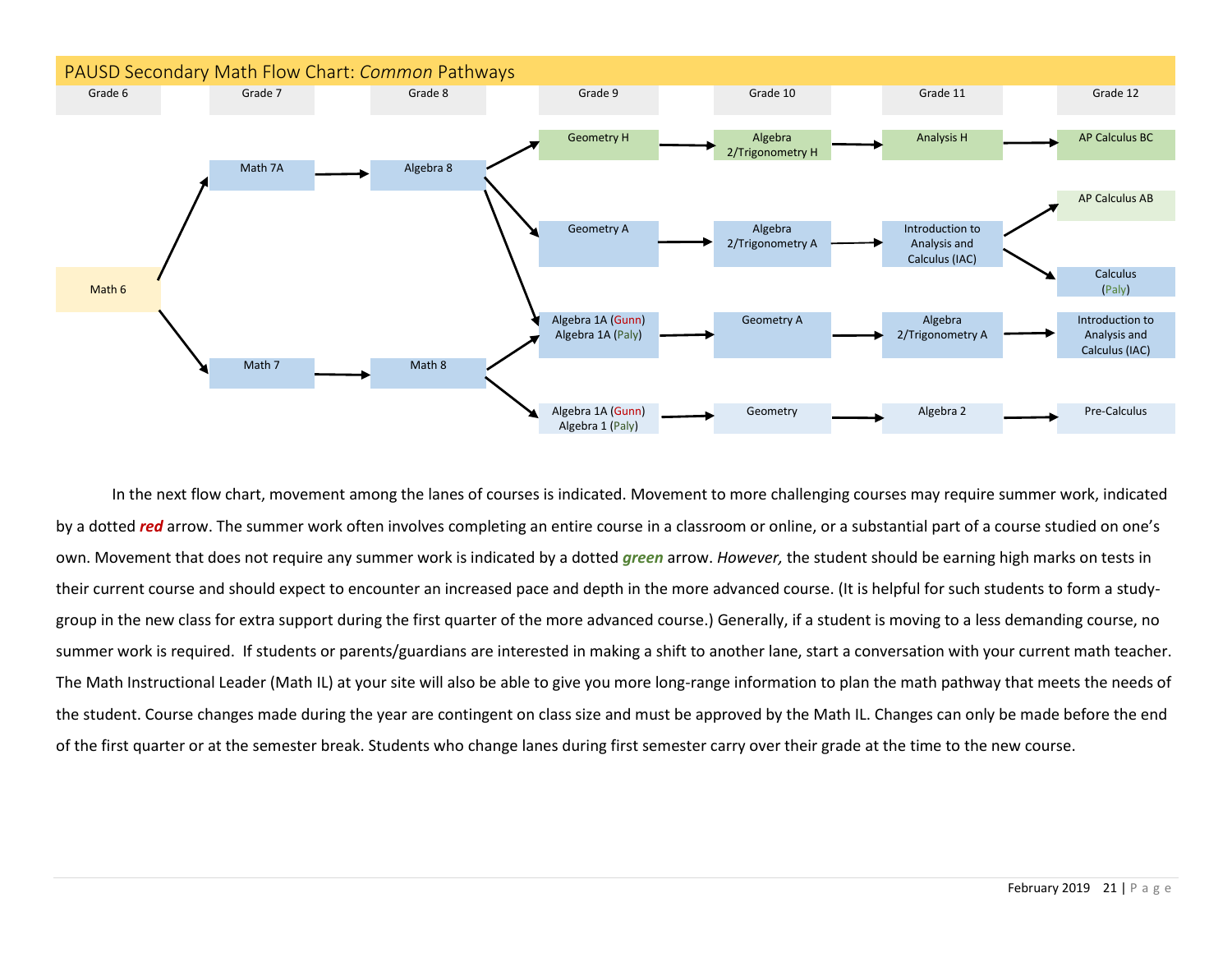## PAUSD Secondary Math Flow Chart: *Common* Pathways

| Grade 6 | Grade 7 | Grade 8 | Grade 9 | Grade 10 | Grade 11 | Grade 12 |
|---|---|---|---|---|---|---|
| | | | Geometry H → | Algebra 2/Trigonometry H → | Analysis H → | AP Calculus BC |
| | Math 7A → | Algebra 8 → (Geometry H, Geometry A, Algebra 1A) | | | | |
| | | | | | | AP Calculus AB |
| | | | Geometry A → | Algebra 2/Trigonometry A → | Introduction to Analysis and Calculus (IAC) → (AP Calculus AB, Calculus) | |
| Math 6 → (Math 7A, Math 7) | | | | | | Calculus (Paly) |
| | | | Algebra 1A (Gunn) Algebra 1A (Paly) → | Geometry A → | Algebra 2/Trigonometry A → | Introduction to Analysis and Calculus (IAC) |
| | Math 7 → | Math 8 → (Algebra 1A, Algebra 1A/Algebra 1) | | | | |
| | | | Algebra 1A (Gunn) Algebra 1 (Paly) → | Geometry → | Algebra 2 → | Pre-Calculus |

In the next flow chart, movement among the lanes of courses is indicated. Movement to more challenging courses may require summer work, indicated by a dotted ***red*** arrow. The summer work often involves completing an entire course in a classroom or online, or a substantial part of a course studied on one's own. Movement that does not require any summer work is indicated by a dotted ***green*** arrow. *However,* the student should be earning high marks on tests in their current course and should expect to encounter an increased pace and depth in the more advanced course. (It is helpful for such students to form a study-group in the new class for extra support during the first quarter of the more advanced course.) Generally, if a student is moving to a less demanding course, no summer work is required. If students or parents/guardians are interested in making a shift to another lane, start a conversation with your current math teacher. The Math Instructional Leader (Math IL) at your site will also be able to give you more long-range information to plan the math pathway that meets the needs of the student. Course changes made during the year are contingent on class size and must be approved by the Math IL. Changes can only be made before the end of the first quarter or at the semester break. Students who change lanes during first semester carry over their grade at the time to the new course.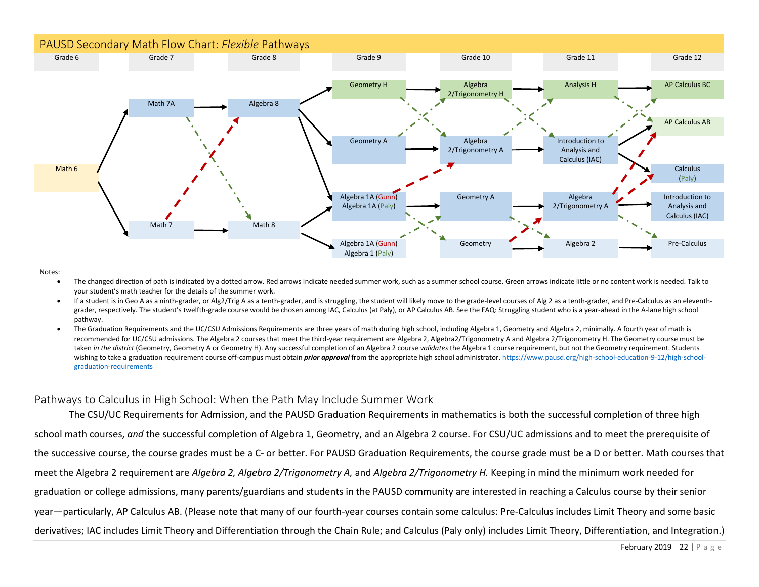## PAUSD Secondary Math Flow Chart: *Flexible* Pathways

| Grade 6 | Grade 7 | Grade 8 | Grade 9 | Grade 10 | Grade 11 | Grade 12 |
|---|---|---|---|---|---|---|
| | | | Geometry H | Algebra 2/Trigonometry H | Analysis H | AP Calculus BC |
| | Math 7A | Algebra 8 | | | | AP Calculus AB |
| | | | Geometry A | Algebra 2/Trigonometry A | Introduction to Analysis and Calculus (IAC) | |
| Math 6 | | | | | | Calculus (Paly) |
| | | | Algebra 1A (Gunn) Algebra 1A (Paly) | Geometry A | Algebra 2/Trigonometry A | Introduction to Analysis and Calculus (IAC) |
| | Math 7 | Math 8 | | | | |
| | | | Algebra 1A (Gunn) Algebra 1 (Paly) | Geometry | Algebra 2 | Pre-Calculus |

Notes:

- The changed direction of path is indicated by a dotted arrow. Red arrows indicate needed summer work, such as a summer school course. Green arrows indicate little or no content work is needed. Talk to your student's math teacher for the details of the summer work.
- If a student is in Geo A as a ninth-grader, or Alg2/Trig A as a tenth-grader, and is struggling, the student will likely move to the grade-level courses of Alg 2 as a tenth-grader, and Pre-Calculus as an eleventh-grader, respectively. The student's twelfth-grade course would be chosen among IAC, Calculus (at Paly), or AP Calculus AB. See the FAQ: Struggling student who is a year-ahead in the A-lane high school pathway.
- The Graduation Requirements and the UC/CSU Admissions Requirements are three years of math during high school, including Algebra 1, Geometry and Algebra 2, minimally. A fourth year of math is recommended for UC/CSU admissions. The Algebra 2 courses that meet the third-year requirement are Algebra 2, Algebra2/Trigonometry A and Algebra 2/Trigonometry H. The Geometry course must be taken *in the district* (Geometry, Geometry A or Geometry H). Any successful completion of an Algebra 2 course *validates* the Algebra 1 course requirement, but not the Geometry requirement. Students wishing to take a graduation requirement course off-campus must obtain ***prior approval*** from the appropriate high school administrator. https://www.pausd.org/high-school-education-9-12/high-school-graduation-requirements

## Pathways to Calculus in High School: When the Path May Include Summer Work

The CSU/UC Requirements for Admission, and the PAUSD Graduation Requirements in mathematics is both the successful completion of three high school math courses, *and* the successful completion of Algebra 1, Geometry, and an Algebra 2 course. For CSU/UC admissions and to meet the prerequisite of the successive course, the course grades must be a C- or better. For PAUSD Graduation Requirements, the course grade must be a D or better. Math courses that meet the Algebra 2 requirement are *Algebra 2, Algebra 2/Trigonometry A,* and *Algebra 2/Trigonometry H.* Keeping in mind the minimum work needed for graduation or college admissions, many parents/guardians and students in the PAUSD community are interested in reaching a Calculus course by their senior year—particularly, AP Calculus AB. (Please note that many of our fourth-year courses contain some calculus: Pre-Calculus includes Limit Theory and some basic derivatives; IAC includes Limit Theory and Differentiation through the Chain Rule; and Calculus (Paly only) includes Limit Theory, Differentiation, and Integration.)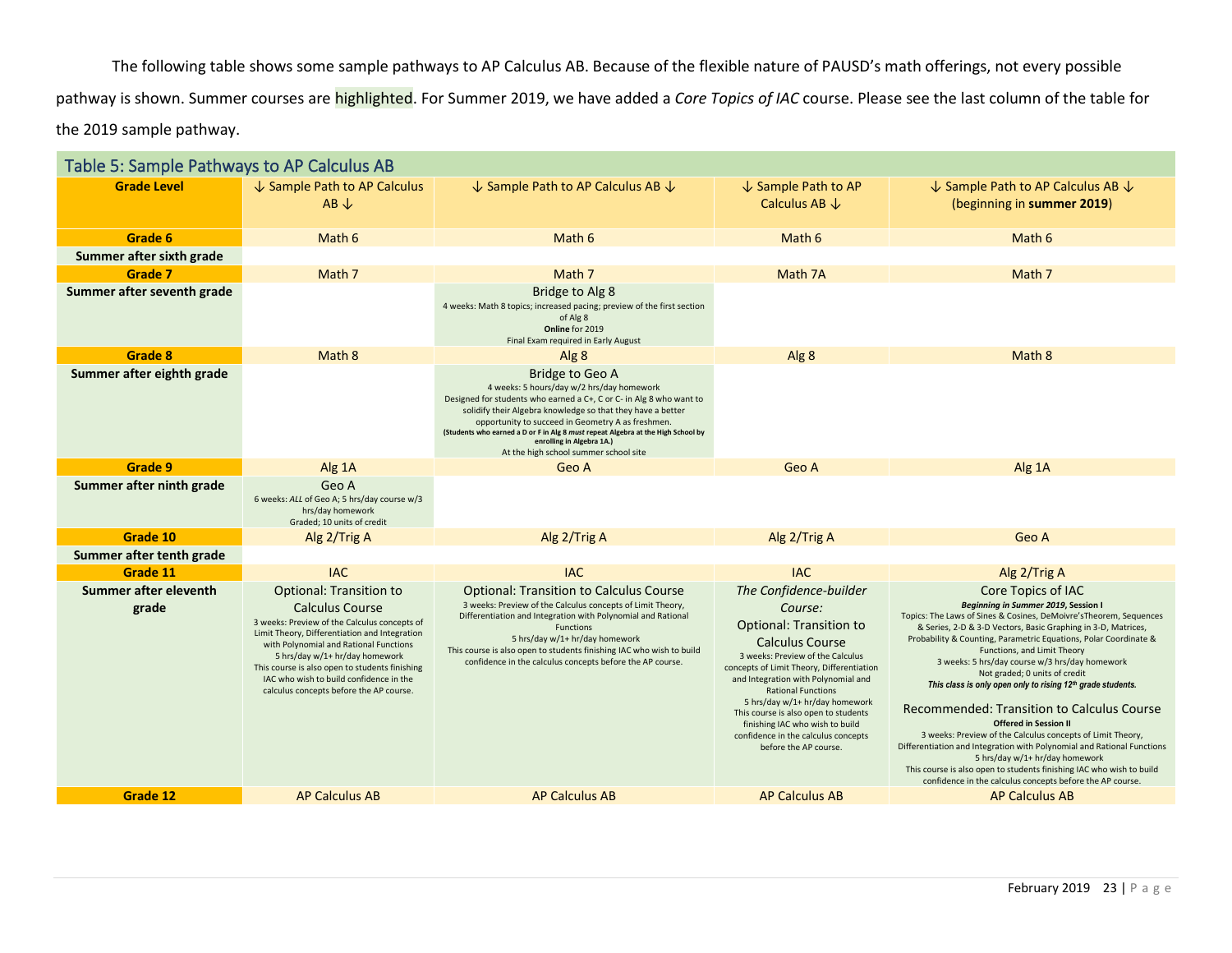The following table shows some sample pathways to AP Calculus AB. Because of the flexible nature of PAUSD's math offerings, not every possible pathway is shown. Summer courses are highlighted. For Summer 2019, we have added a *Core Topics of IAC* course. Please see the last column of the table for the 2019 sample pathway.

**Table 5: Sample Pathways to AP Calculus AB**

| Grade Level | ↓ Sample Path to AP Calculus AB ↓ | ↓ Sample Path to AP Calculus AB ↓ | ↓ Sample Path to AP Calculus AB ↓ | ↓ Sample Path to AP Calculus AB ↓ (beginning in **summer 2019**) |
|---|---|---|---|---|
| **Grade 6** | Math 6 | Math 6 | Math 6 | Math 6 |
| **Summer after sixth grade** | | | | |
| **Grade 7** | Math 7 | Math 7 | Math 7A | Math 7 |
| **Summer after seventh grade** | | Bridge to Alg 8<br>4 weeks: Math 8 topics; increased pacing; preview of the first section of Alg 8<br>**Online** for 2019<br>Final Exam required in Early August | | |
| **Grade 8** | Math 8 | Alg 8 | Alg 8 | Math 8 |
| **Summer after eighth grade** | | Bridge to Geo A<br>4 weeks: 5 hours/day w/2 hrs/day homework<br>Designed for students who earned a C+, C or C- in Alg 8 who want to solidify their Algebra knowledge so that they have a better opportunity to succeed in Geometry A as freshmen.<br>**(Students who earned a D or F in Alg 8 *must* repeat Algebra at the High School by enrolling in Algebra 1A.)**<br>At the high school summer school site | | |
| **Grade 9** | Alg 1A | Geo A | Geo A | Alg 1A |
| **Summer after ninth grade** | Geo A<br>6 weeks: *ALL* of Geo A; 5 hrs/day course w/3 hrs/day homework<br>Graded; 10 units of credit | | | |
| **Grade 10** | Alg 2/Trig A | Alg 2/Trig A | Alg 2/Trig A | Geo A |
| **Summer after tenth grade** | | | | |
| **Grade 11** | IAC | IAC | IAC | Alg 2/Trig A |
| **Summer after eleventh grade** | Optional: Transition to Calculus Course<br>3 weeks: Preview of the Calculus concepts of Limit Theory, Differentiation and Integration with Polynomial and Rational Functions<br>5 hrs/day w/1+ hr/day homework<br>This course is also open to students finishing IAC who wish to build confidence in the calculus concepts before the AP course. | Optional: Transition to Calculus Course<br>3 weeks: Preview of the Calculus concepts of Limit Theory, Differentiation and Integration with Polynomial and Rational Functions<br>5 hrs/day w/1+ hr/day homework<br>This course is also open to students finishing IAC who wish to build confidence in the calculus concepts before the AP course. | *The Confidence-builder Course:*<br>Optional: Transition to Calculus Course<br>3 weeks: Preview of the Calculus concepts of Limit Theory, Differentiation and Integration with Polynomial and Rational Functions<br>5 hrs/day w/1+ hr/day homework<br>This course is also open to students finishing IAC who wish to build confidence in the calculus concepts before the AP course. | Core Topics of IAC<br>***Beginning in Summer 2019*, Session I**<br>Topics: The Laws of Sines & Cosines, DeMoivre'sTheorem, Sequences & Series, 2-D & 3-D Vectors, Basic Graphing in 3-D, Matrices, Probability & Counting, Parametric Equations, Polar Coordinate & Functions, and Limit Theory<br>3 weeks: 5 hrs/day course w/3 hrs/day homework<br>Not graded; 0 units of credit<br>***This class is only open only to rising 12th grade students.***<br><br>Recommended: Transition to Calculus Course<br>**Offered in Session II**<br>3 weeks: Preview of the Calculus concepts of Limit Theory, Differentiation and Integration with Polynomial and Rational Functions<br>5 hrs/day w/1+ hr/day homework<br>This course is also open to students finishing IAC who wish to build confidence in the calculus concepts before the AP course. |
| **Grade 12** | AP Calculus AB | AP Calculus AB | AP Calculus AB | AP Calculus AB |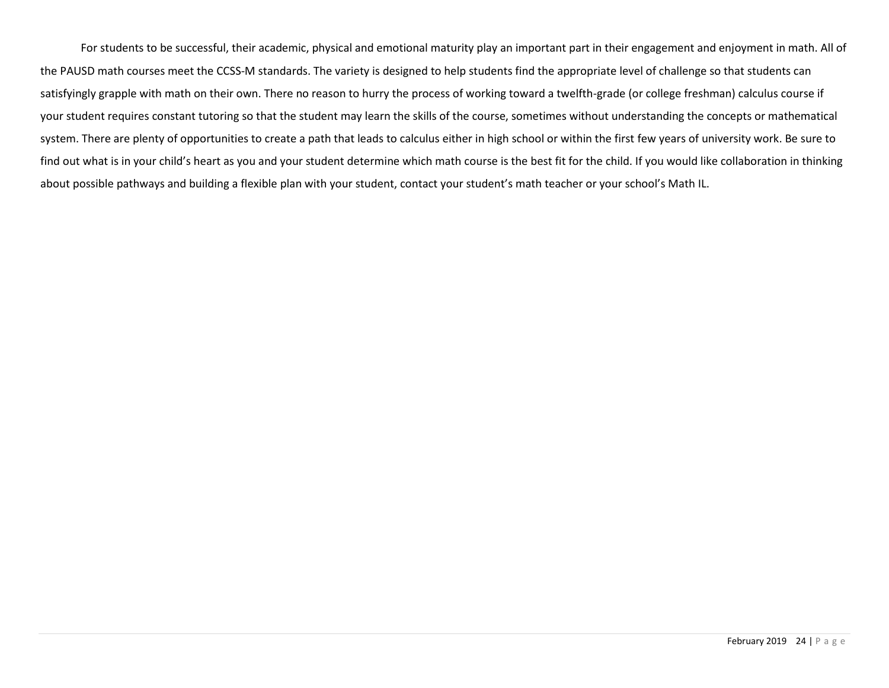For students to be successful, their academic, physical and emotional maturity play an important part in their engagement and enjoyment in math. All of the PAUSD math courses meet the CCSS-M standards. The variety is designed to help students find the appropriate level of challenge so that students can satisfyingly grapple with math on their own. There no reason to hurry the process of working toward a twelfth-grade (or college freshman) calculus course if your student requires constant tutoring so that the student may learn the skills of the course, sometimes without understanding the concepts or mathematical system. There are plenty of opportunities to create a path that leads to calculus either in high school or within the first few years of university work. Be sure to find out what is in your child's heart as you and your student determine which math course is the best fit for the child. If you would like collaboration in thinking about possible pathways and building a flexible plan with your student, contact your student's math teacher or your school's Math IL.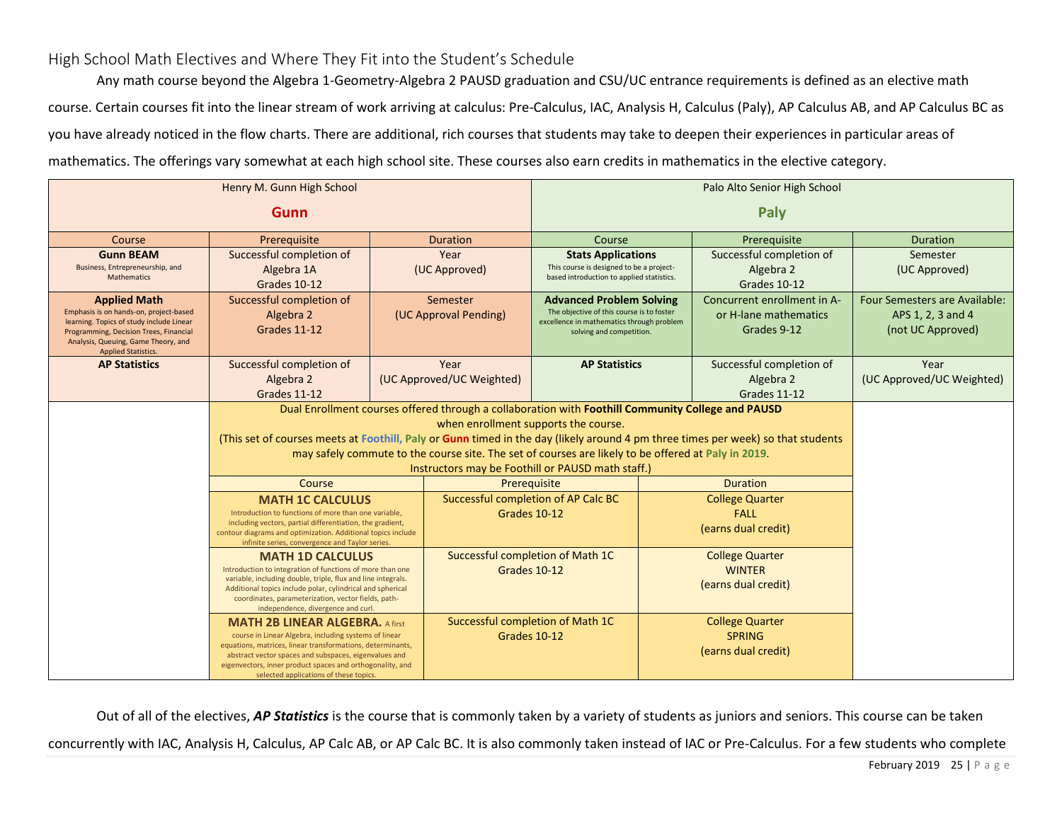## High School Math Electives and Where They Fit into the Student's Schedule

Any math course beyond the Algebra 1-Geometry-Algebra 2 PAUSD graduation and CSU/UC entrance requirements is defined as an elective math course. Certain courses fit into the linear stream of work arriving at calculus: Pre-Calculus, IAC, Analysis H, Calculus (Paly), AP Calculus AB, and AP Calculus BC as you have already noticed in the flow charts. There are additional, rich courses that students may take to deepen their experiences in particular areas of mathematics. The offerings vary somewhat at each high school site. These courses also earn credits in mathematics in the elective category.

| Henry M. Gunn High School **Gunn** | | | Palo Alto Senior High School **Paly** | | |
|---|---|---|---|---|---|
| Course | Prerequisite | Duration | Course | Prerequisite | Duration |
| **Gunn BEAM** Business, Entrepreneurship, and Mathematics | Successful completion of Algebra 1A Grades 10-12 | Year (UC Approved) | **Stats Applications** This course is designed to be a project-based introduction to applied statistics. | Successful completion of Algebra 2 Grades 10-12 | Semester (UC Approved) |
| **Applied Math** Emphasis is on hands-on, project-based learning. Topics of study include Linear Programming, Decision Trees, Financial Analysis, Queuing, Game Theory, and Applied Statistics. | Successful completion of Algebra 2 Grades 11-12 | Semester (UC Approval Pending) | **Advanced Problem Solving** The objective of this course is to foster excellence in mathematics through problem solving and competition. | Concurrent enrollment in A- or H-lane mathematics Grades 9-12 | Four Semesters are Available: APS 1, 2, 3 and 4 (not UC Approved) |
| **AP Statistics** | Successful completion of Algebra 2 Grades 11-12 | Year (UC Approved/UC Weighted) | **AP Statistics** | Successful completion of Algebra 2 Grades 11-12 | Year (UC Approved/UC Weighted) |

Dual Enrollment courses offered through a collaboration with **Foothill Community College and PAUSD** when enrollment supports the course.
(This set of courses meets at Foothill, Paly or Gunn timed in the day (likely around 4 pm three times per week) so that students may safely commute to the course site. The set of courses are likely to be offered at Paly in 2019.
Instructors may be Foothill or PAUSD math staff.)

| Course | Prerequisite | Duration |
|---|---|---|
| **MATH 1C CALCULUS** Introduction to functions of more than one variable, including vectors, partial differentiation, the gradient, contour diagrams and optimization. Additional topics include infinite series, convergence and Taylor series. | Successful completion of AP Calc BC Grades 10-12 | College Quarter FALL (earns dual credit) |
| **MATH 1D CALCULUS** Introduction to integration of functions of more than one variable, including double, triple, flux and line integrals. Additional topics include polar, cylindrical and spherical coordinates, parameterization, vector fields, path-independence, divergence and curl. | Successful completion of Math 1C Grades 10-12 | College Quarter WINTER (earns dual credit) |
| **MATH 2B LINEAR ALGEBRA.** A first course in Linear Algebra, including systems of linear equations, matrices, linear transformations, determinants, abstract vector spaces and subspaces, eigenvalues and eigenvectors, inner product spaces and orthogonality, and selected applications of these topics. | Successful completion of Math 1C Grades 10-12 | College Quarter SPRING (earns dual credit) |

Out of all of the electives, ***AP Statistics*** is the course that is commonly taken by a variety of students as juniors and seniors. This course can be taken concurrently with IAC, Analysis H, Calculus, AP Calc AB, or AP Calc BC. It is also commonly taken instead of IAC or Pre-Calculus. For a few students who complete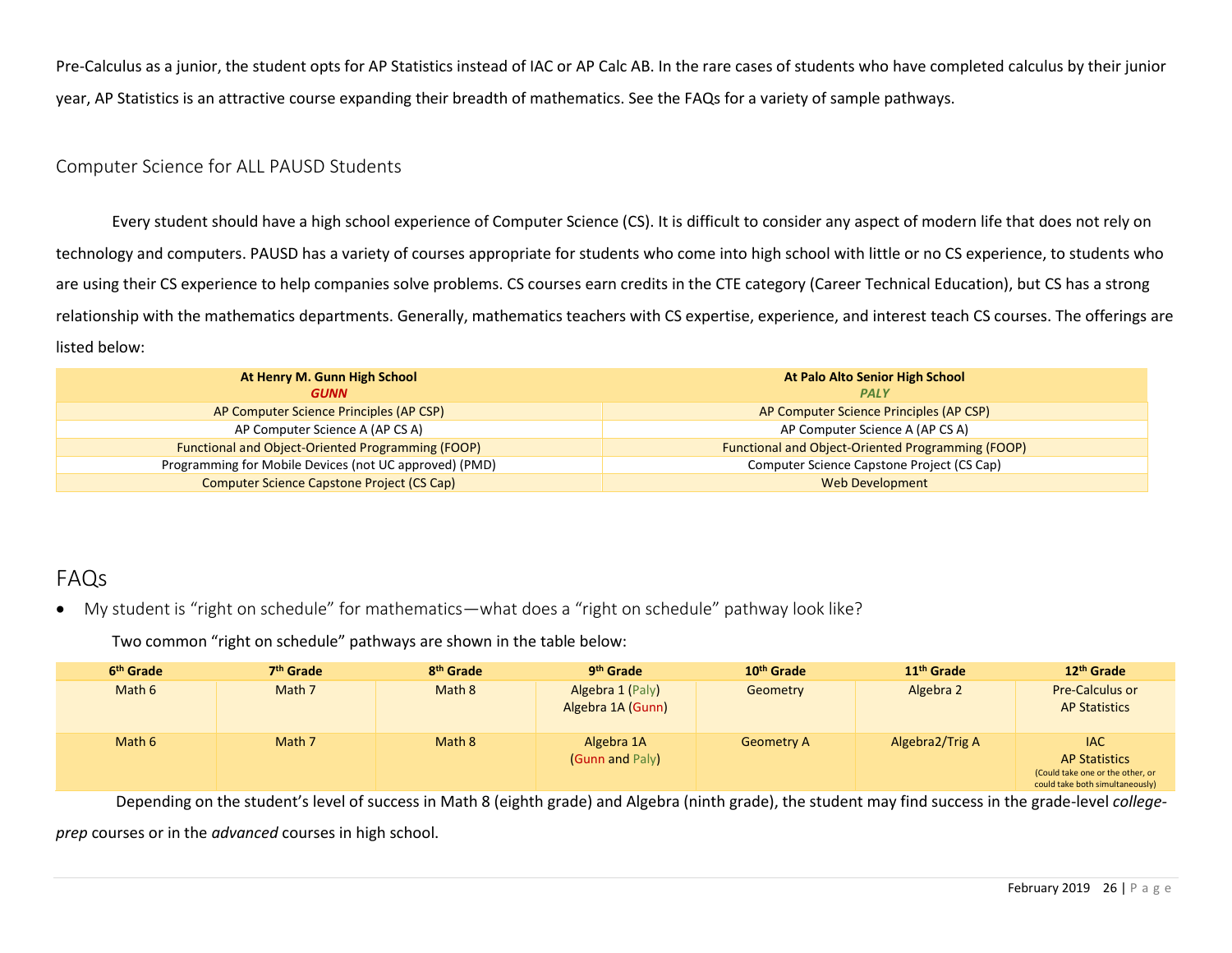Pre-Calculus as a junior, the student opts for AP Statistics instead of IAC or AP Calc AB. In the rare cases of students who have completed calculus by their junior year, AP Statistics is an attractive course expanding their breadth of mathematics. See the FAQs for a variety of sample pathways.

### Computer Science for ALL PAUSD Students

Every student should have a high school experience of Computer Science (CS). It is difficult to consider any aspect of modern life that does not rely on technology and computers. PAUSD has a variety of courses appropriate for students who come into high school with little or no CS experience, to students who are using their CS experience to help companies solve problems. CS courses earn credits in the CTE category (Career Technical Education), but CS has a strong relationship with the mathematics departments. Generally, mathematics teachers with CS expertise, experience, and interest teach CS courses. The offerings are listed below:

| **At Henry M. Gunn High School** ***GUNN*** | **At Palo Alto Senior High School** ***PALY*** |
|---|---|
| AP Computer Science Principles (AP CSP) | AP Computer Science Principles (AP CSP) |
| AP Computer Science A (AP CS A) | AP Computer Science A (AP CS A) |
| Functional and Object-Oriented Programming (FOOP) | Functional and Object-Oriented Programming (FOOP) |
| Programming for Mobile Devices (not UC approved) (PMD) | Computer Science Capstone Project (CS Cap) |
| Computer Science Capstone Project (CS Cap) | Web Development |

## FAQs

- My student is "right on schedule" for mathematics—what does a "right on schedule" pathway look like?

Two common "right on schedule" pathways are shown in the table below:

| 6th Grade | 7th Grade | 8th Grade | 9th Grade | 10th Grade | 11th Grade | 12th Grade |
|---|---|---|---|---|---|---|
| Math 6 | Math 7 | Math 8 | Algebra 1 (Paly) Algebra 1A (Gunn) | Geometry | Algebra 2 | Pre-Calculus or AP Statistics |
| Math 6 | Math 7 | Math 8 | Algebra 1A (Gunn and Paly) | Geometry A | Algebra2/Trig A | IAC AP Statistics (Could take one or the other, or could take both simultaneously) |

Depending on the student's level of success in Math 8 (eighth grade) and Algebra (ninth grade), the student may find success in the grade-level *college-prep* courses or in the *advanced* courses in high school.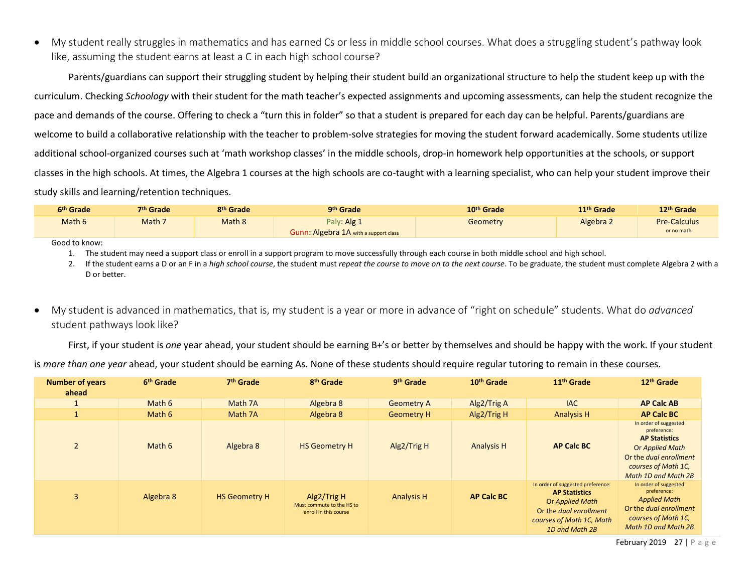- My student really struggles in mathematics and has earned Cs or less in middle school courses. What does a struggling student's pathway look like, assuming the student earns at least a C in each high school course?

Parents/guardians can support their struggling student by helping their student build an organizational structure to help the student keep up with the curriculum. Checking *Schoology* with their student for the math teacher's expected assignments and upcoming assessments, can help the student recognize the pace and demands of the course. Offering to check a "turn this in folder" so that a student is prepared for each day can be helpful. Parents/guardians are welcome to build a collaborative relationship with the teacher to problem-solve strategies for moving the student forward academically. Some students utilize additional school-organized courses such at 'math workshop classes' in the middle schools, drop-in homework help opportunities at the schools, or support classes in the high schools. At times, the Algebra 1 courses at the high schools are co-taught with a learning specialist, who can help your student improve their study skills and learning/retention techniques.

| 6th Grade | 7th Grade | 8th Grade | 9th Grade | 10th Grade | 11th Grade | 12th Grade |
|---|---|---|---|---|---|---|
| Math 6 | Math 7 | Math 8 | Paly: Alg 1<br>Gunn: Algebra 1A with a support class | Geometry | Algebra 2 | Pre-Calculus<br>or no math |

Good to know:

1. The student may need a support class or enroll in a support program to move successfully through each course in both middle school and high school.
2. If the student earns a D or an F in a *high school course*, the student must *repeat the course to move on to the next course*. To be graduate, the student must complete Algebra 2 with a D or better.

- My student is advanced in mathematics, that is, my student is a year or more in advance of "right on schedule" students. What do *advanced* student pathways look like?

First, if your student is *one* year ahead, your student should be earning B+'s or better by themselves and should be happy with the work. If your student is *more than one year* ahead, your student should be earning As. None of these students should require regular tutoring to remain in these courses.

| Number of years ahead | 6th Grade | 7th Grade | 8th Grade | 9th Grade | 10th Grade | 11th Grade | 12th Grade |
|---|---|---|---|---|---|---|---|
| 1 | Math 6 | Math 7A | Algebra 8 | Geometry A | Alg2/Trig A | IAC | **AP Calc AB** |
| 1 | Math 6 | Math 7A | Algebra 8 | Geometry H | Alg2/Trig H | Analysis H | **AP Calc BC** |
| 2 | Math 6 | Algebra 8 | HS Geometry H | Alg2/Trig H | Analysis H | **AP Calc BC** | In order of suggested preference:<br>**AP Statistics**<br>Or *Applied Math*<br>Or the *dual enrollment courses of Math 1C, Math 1D and Math 2B* |
| 3 | Algebra 8 | HS Geometry H | Alg2/Trig H<br>Must commute to the HS to enroll in this course | Analysis H | **AP Calc BC** | In order of suggested preference:<br>**AP Statistics**<br>Or *Applied Math*<br>Or the *dual enrollment courses of Math 1C, Math 1D and Math 2B* | In order of suggested preference:<br>*Applied Math*<br>Or the *dual enrollment courses of Math 1C, Math 1D and Math 2B* |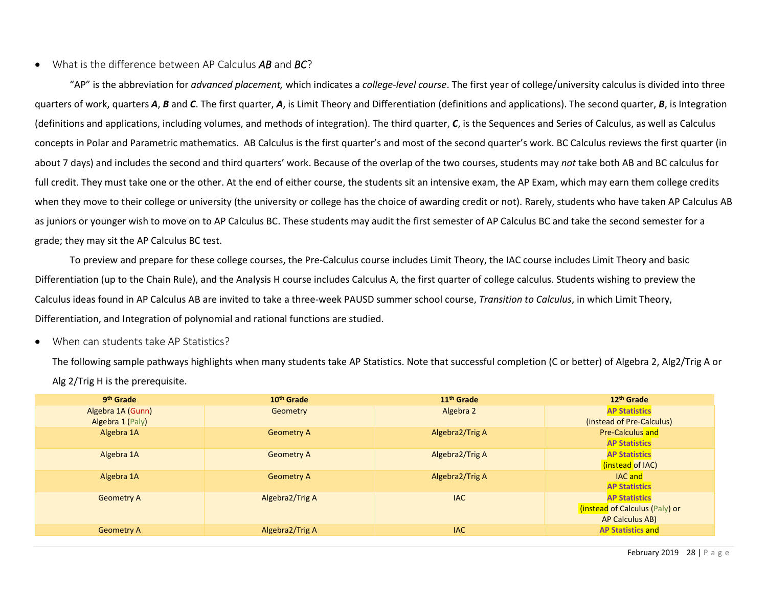- What is the difference between AP Calculus ***AB*** and ***BC***?

"AP" is the abbreviation for *advanced placement,* which indicates a *college-level course*. The first year of college/university calculus is divided into three quarters of work, quarters ***A***, ***B*** and ***C***. The first quarter, ***A***, is Limit Theory and Differentiation (definitions and applications). The second quarter, ***B***, is Integration (definitions and applications, including volumes, and methods of integration). The third quarter, ***C***, is the Sequences and Series of Calculus, as well as Calculus concepts in Polar and Parametric mathematics. AB Calculus is the first quarter's and most of the second quarter's work. BC Calculus reviews the first quarter (in about 7 days) and includes the second and third quarters' work. Because of the overlap of the two courses, students may *not* take both AB and BC calculus for full credit. They must take one or the other. At the end of either course, the students sit an intensive exam, the AP Exam, which may earn them college credits when they move to their college or university (the university or college has the choice of awarding credit or not). Rarely, students who have taken AP Calculus AB as juniors or younger wish to move on to AP Calculus BC. These students may audit the first semester of AP Calculus BC and take the second semester for a grade; they may sit the AP Calculus BC test.

To preview and prepare for these college courses, the Pre-Calculus course includes Limit Theory, the IAC course includes Limit Theory and basic Differentiation (up to the Chain Rule), and the Analysis H course includes Calculus A, the first quarter of college calculus. Students wishing to preview the Calculus ideas found in AP Calculus AB are invited to take a three-week PAUSD summer school course, *Transition to Calculus*, in which Limit Theory, Differentiation, and Integration of polynomial and rational functions are studied.

- When can students take AP Statistics?

The following sample pathways highlights when many students take AP Statistics. Note that successful completion (C or better) of Algebra 2, Alg2/Trig A or Alg 2/Trig H is the prerequisite.

| 9th Grade | 10th Grade | 11th Grade | 12th Grade |
|---|---|---|---|
| Algebra 1A (Gunn)<br>Algebra 1 (Paly) | Geometry | Algebra 2 | **AP Statistics**<br>(instead of Pre-Calculus) |
| Algebra 1A | Geometry A | Algebra2/Trig A | Pre-Calculus and<br>**AP Statistics** |
| Algebra 1A | Geometry A | Algebra2/Trig A | **AP Statistics**<br>(instead of IAC) |
| Algebra 1A | Geometry A | Algebra2/Trig A | IAC and<br>**AP Statistics** |
| Geometry A | Algebra2/Trig A | IAC | **AP Statistics**<br>(instead of Calculus (Paly) or<br>AP Calculus AB) |
| Geometry A | Algebra2/Trig A | IAC | **AP Statistics** and |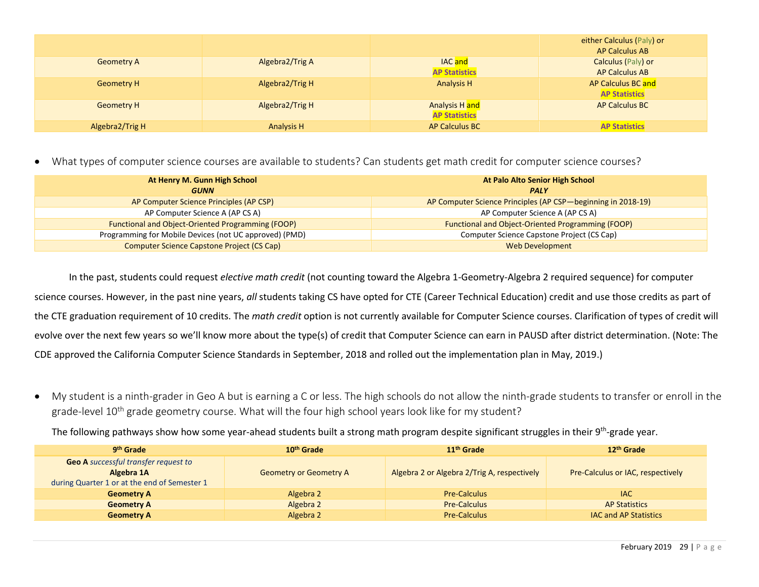| | | | |
|---|---|---|---|
| | | | either Calculus (Paly) or AP Calculus AB |
| Geometry A | Algebra2/Trig A | IAC and **AP Statistics** | Calculus (Paly) or AP Calculus AB |
| Geometry H | Algebra2/Trig H | Analysis H | AP Calculus BC and **AP Statistics** |
| Geometry H | Algebra2/Trig H | Analysis H and **AP Statistics** | AP Calculus BC |
| Algebra2/Trig H | Analysis H | AP Calculus BC | **AP Statistics** |

- What types of computer science courses are available to students? Can students get math credit for computer science courses?

| **At Henry M. Gunn High School** ***GUNN*** | **At Palo Alto Senior High School** ***PALY*** |
|---|---|
| AP Computer Science Principles (AP CSP) | AP Computer Science Principles (AP CSP—beginning in 2018-19) |
| AP Computer Science A (AP CS A) | AP Computer Science A (AP CS A) |
| Functional and Object-Oriented Programming (FOOP) | Functional and Object-Oriented Programming (FOOP) |
| Programming for Mobile Devices (not UC approved) (PMD) | Computer Science Capstone Project (CS Cap) |
| Computer Science Capstone Project (CS Cap) | Web Development |

In the past, students could request *elective math credit* (not counting toward the Algebra 1-Geometry-Algebra 2 required sequence) for computer science courses. However, in the past nine years, *all* students taking CS have opted for CTE (Career Technical Education) credit and use those credits as part of the CTE graduation requirement of 10 credits. The *math credit* option is not currently available for Computer Science courses. Clarification of types of credit will evolve over the next few years so we'll know more about the type(s) of credit that Computer Science can earn in PAUSD after district determination. (Note: The CDE approved the California Computer Science Standards in September, 2018 and rolled out the implementation plan in May, 2019.)

- My student is a ninth-grader in Geo A but is earning a C or less. The high schools do not allow the ninth-grade students to transfer or enroll in the grade-level 10th grade geometry course. What will the four high school years look like for my student?

The following pathways show how some year-ahead students built a strong math program despite significant struggles in their 9th-grade year.

| **9th Grade** | **10th Grade** | **11th Grade** | **12th Grade** |
|---|---|---|---|
| **Geo A** *successful transfer request to* **Algebra 1A** during Quarter 1 or at the end of Semester 1 | Geometry or Geometry A | Algebra 2 or Algebra 2/Trig A, respectively | Pre-Calculus or IAC, respectively |
| **Geometry A** | Algebra 2 | Pre-Calculus | IAC |
| **Geometry A** | Algebra 2 | Pre-Calculus | AP Statistics |
| **Geometry A** | Algebra 2 | Pre-Calculus | IAC and AP Statistics |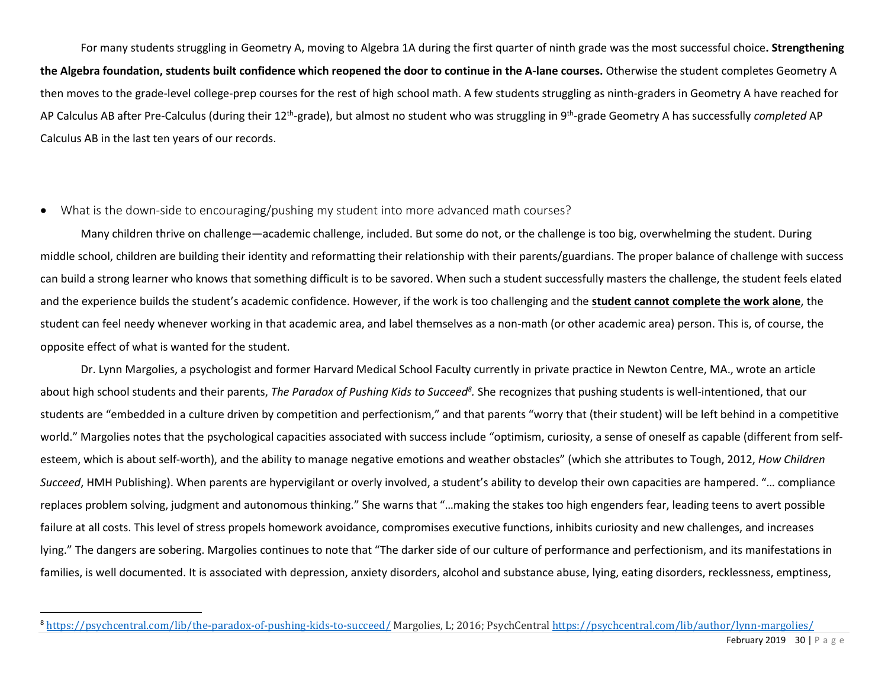For many students struggling in Geometry A, moving to Algebra 1A during the first quarter of ninth grade was the most successful choice**. Strengthening the Algebra foundation, students built confidence which reopened the door to continue in the A-lane courses.** Otherwise the student completes Geometry A then moves to the grade-level college-prep courses for the rest of high school math. A few students struggling as ninth-graders in Geometry A have reached for AP Calculus AB after Pre-Calculus (during their 12th-grade), but almost no student who was struggling in 9th-grade Geometry A has successfully *completed* AP Calculus AB in the last ten years of our records.

- What is the down-side to encouraging/pushing my student into more advanced math courses?

Many children thrive on challenge—academic challenge, included. But some do not, or the challenge is too big, overwhelming the student. During middle school, children are building their identity and reformatting their relationship with their parents/guardians. The proper balance of challenge with success can build a strong learner who knows that something difficult is to be savored. When such a student successfully masters the challenge, the student feels elated and the experience builds the student's academic confidence. However, if the work is too challenging and the **student cannot complete the work alone**, the student can feel needy whenever working in that academic area, and label themselves as a non-math (or other academic area) person. This is, of course, the opposite effect of what is wanted for the student.

Dr. Lynn Margolies, a psychologist and former Harvard Medical School Faculty currently in private practice in Newton Centre, MA., wrote an article about high school students and their parents, *The Paradox of Pushing Kids to Succeed*[8]*.* She recognizes that pushing students is well-intentioned, that our students are "embedded in a culture driven by competition and perfectionism," and that parents "worry that (their student) will be left behind in a competitive world." Margolies notes that the psychological capacities associated with success include "optimism, curiosity, a sense of oneself as capable (different from self-esteem, which is about self-worth), and the ability to manage negative emotions and weather obstacles" (which she attributes to Tough, 2012, *How Children Succeed*, HMH Publishing). When parents are hypervigilant or overly involved, a student's ability to develop their own capacities are hampered. "… compliance replaces problem solving, judgment and autonomous thinking." She warns that "…making the stakes too high engenders fear, leading teens to avert possible failure at all costs. This level of stress propels homework avoidance, compromises executive functions, inhibits curiosity and new challenges, and increases lying." The dangers are sobering. Margolies continues to note that "The darker side of our culture of performance and perfectionism, and its manifestations in families, is well documented. It is associated with depression, anxiety disorders, alcohol and substance abuse, lying, eating disorders, recklessness, emptiness,

[8] https://psychcentral.com/lib/the-paradox-of-pushing-kids-to-succeed/ Margolies, L; 2016; PsychCentral https://psychcentral.com/lib/author/lynn-margolies/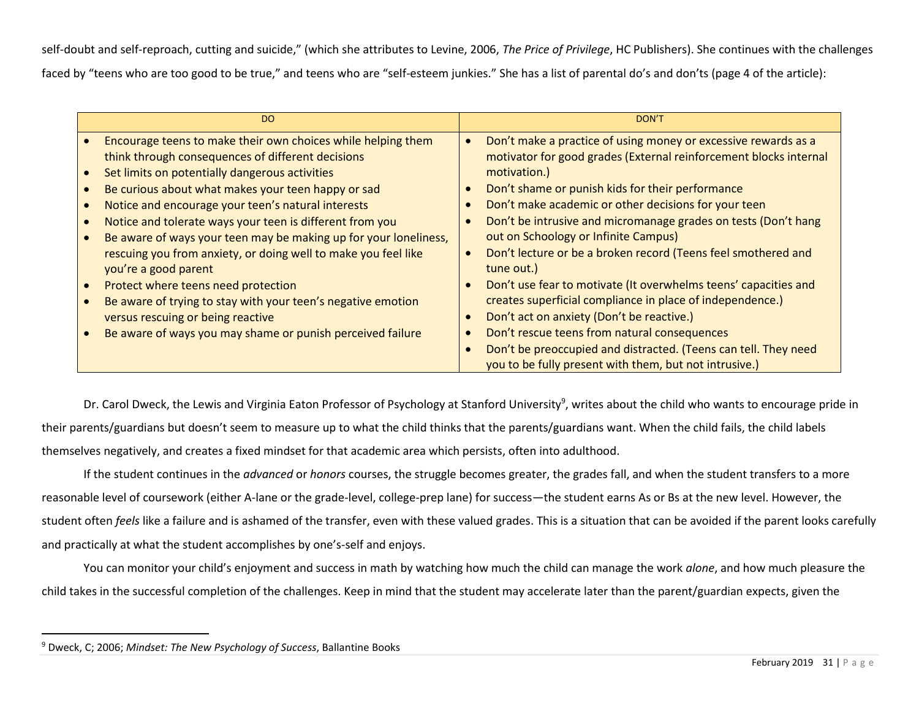self-doubt and self-reproach, cutting and suicide," (which she attributes to Levine, 2006, *The Price of Privilege*, HC Publishers). She continues with the challenges faced by "teens who are too good to be true," and teens who are "self-esteem junkies." She has a list of parental do's and don'ts (page 4 of the article):

| DO | DON'T |
|---|---|
| • Encourage teens to make their own choices while helping them think through consequences of different decisions<br>• Set limits on potentially dangerous activities<br>• Be curious about what makes your teen happy or sad<br>• Notice and encourage your teen's natural interests<br>• Notice and tolerate ways your teen is different from you<br>• Be aware of ways your teen may be making up for your loneliness, rescuing you from anxiety, or doing well to make you feel like you're a good parent<br>• Protect where teens need protection<br>• Be aware of trying to stay with your teen's negative emotion versus rescuing or being reactive<br>• Be aware of ways you may shame or punish perceived failure | • Don't make a practice of using money or excessive rewards as a motivator for good grades (External reinforcement blocks internal motivation.)<br>• Don't shame or punish kids for their performance<br>• Don't make academic or other decisions for your teen<br>• Don't be intrusive and micromanage grades on tests (Don't hang out on Schoology or Infinite Campus)<br>• Don't lecture or be a broken record (Teens feel smothered and tune out.)<br>• Don't use fear to motivate (It overwhelms teens' capacities and creates superficial compliance in place of independence.)<br>• Don't act on anxiety (Don't be reactive.)<br>• Don't rescue teens from natural consequences<br>• Don't be preoccupied and distracted. (Teens can tell. They need you to be fully present with them, but not intrusive.) |

Dr. Carol Dweck, the Lewis and Virginia Eaton Professor of Psychology at Stanford University[9], writes about the child who wants to encourage pride in their parents/guardians but doesn't seem to measure up to what the child thinks that the parents/guardians want. When the child fails, the child labels themselves negatively, and creates a fixed mindset for that academic area which persists, often into adulthood.

If the student continues in the *advanced* or *honors* courses, the struggle becomes greater, the grades fall, and when the student transfers to a more reasonable level of coursework (either A-lane or the grade-level, college-prep lane) for success—the student earns As or Bs at the new level. However, the student often *feels* like a failure and is ashamed of the transfer, even with these valued grades. This is a situation that can be avoided if the parent looks carefully and practically at what the student accomplishes by one's-self and enjoys.

You can monitor your child's enjoyment and success in math by watching how much the child can manage the work *alone*, and how much pleasure the child takes in the successful completion of the challenges. Keep in mind that the student may accelerate later than the parent/guardian expects, given the

[9] Dweck, C; 2006; *Mindset: The New Psychology of Success*, Ballantine Books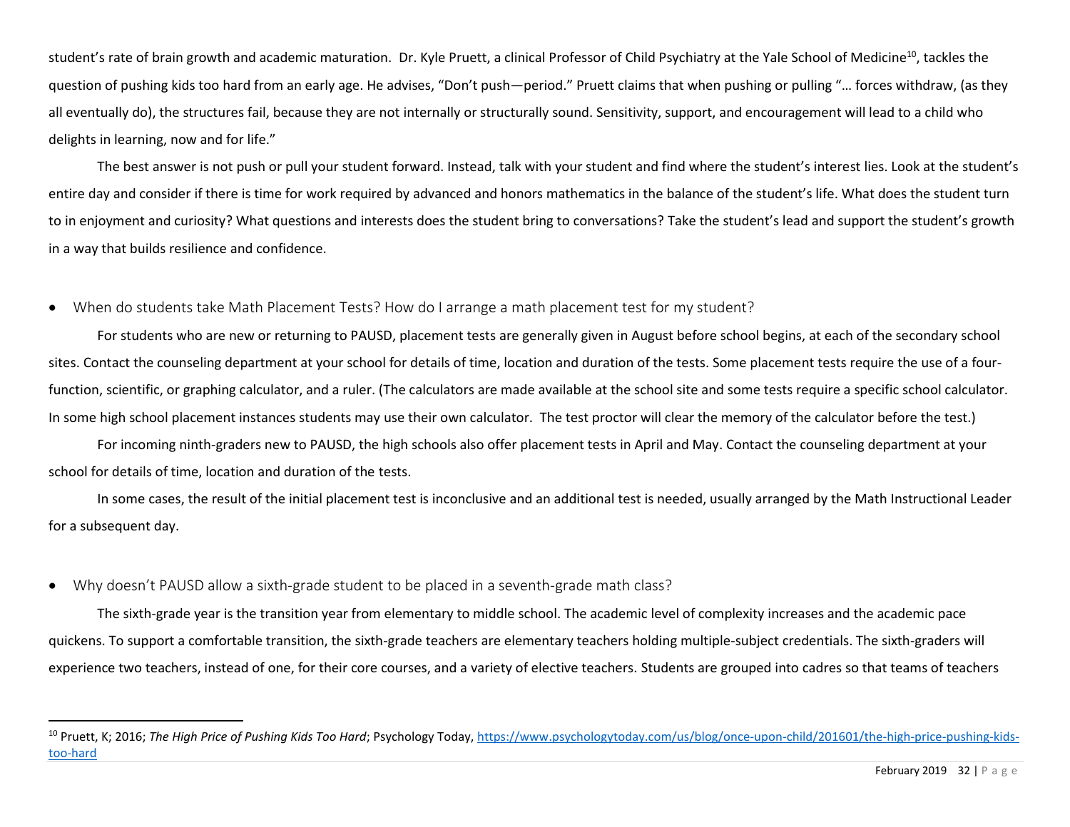student's rate of brain growth and academic maturation. Dr. Kyle Pruett, a clinical Professor of Child Psychiatry at the Yale School of Medicine[10], tackles the question of pushing kids too hard from an early age. He advises, "Don't push—period." Pruett claims that when pushing or pulling "… forces withdraw, (as they all eventually do), the structures fail, because they are not internally or structurally sound. Sensitivity, support, and encouragement will lead to a child who delights in learning, now and for life."

The best answer is not push or pull your student forward. Instead, talk with your student and find where the student's interest lies. Look at the student's entire day and consider if there is time for work required by advanced and honors mathematics in the balance of the student's life. What does the student turn to in enjoyment and curiosity? What questions and interests does the student bring to conversations? Take the student's lead and support the student's growth in a way that builds resilience and confidence.

- When do students take Math Placement Tests? How do I arrange a math placement test for my student?

For students who are new or returning to PAUSD, placement tests are generally given in August before school begins, at each of the secondary school sites. Contact the counseling department at your school for details of time, location and duration of the tests. Some placement tests require the use of a four-function, scientific, or graphing calculator, and a ruler. (The calculators are made available at the school site and some tests require a specific school calculator. In some high school placement instances students may use their own calculator. The test proctor will clear the memory of the calculator before the test.)

For incoming ninth-graders new to PAUSD, the high schools also offer placement tests in April and May. Contact the counseling department at your school for details of time, location and duration of the tests.

In some cases, the result of the initial placement test is inconclusive and an additional test is needed, usually arranged by the Math Instructional Leader for a subsequent day.

- Why doesn't PAUSD allow a sixth-grade student to be placed in a seventh-grade math class?

The sixth-grade year is the transition year from elementary to middle school. The academic level of complexity increases and the academic pace quickens. To support a comfortable transition, the sixth-grade teachers are elementary teachers holding multiple-subject credentials. The sixth-graders will experience two teachers, instead of one, for their core courses, and a variety of elective teachers. Students are grouped into cadres so that teams of teachers

[10] Pruett, K; 2016; *The High Price of Pushing Kids Too Hard*; Psychology Today, https://www.psychologytoday.com/us/blog/once-upon-child/201601/the-high-price-pushing-kids-too-hard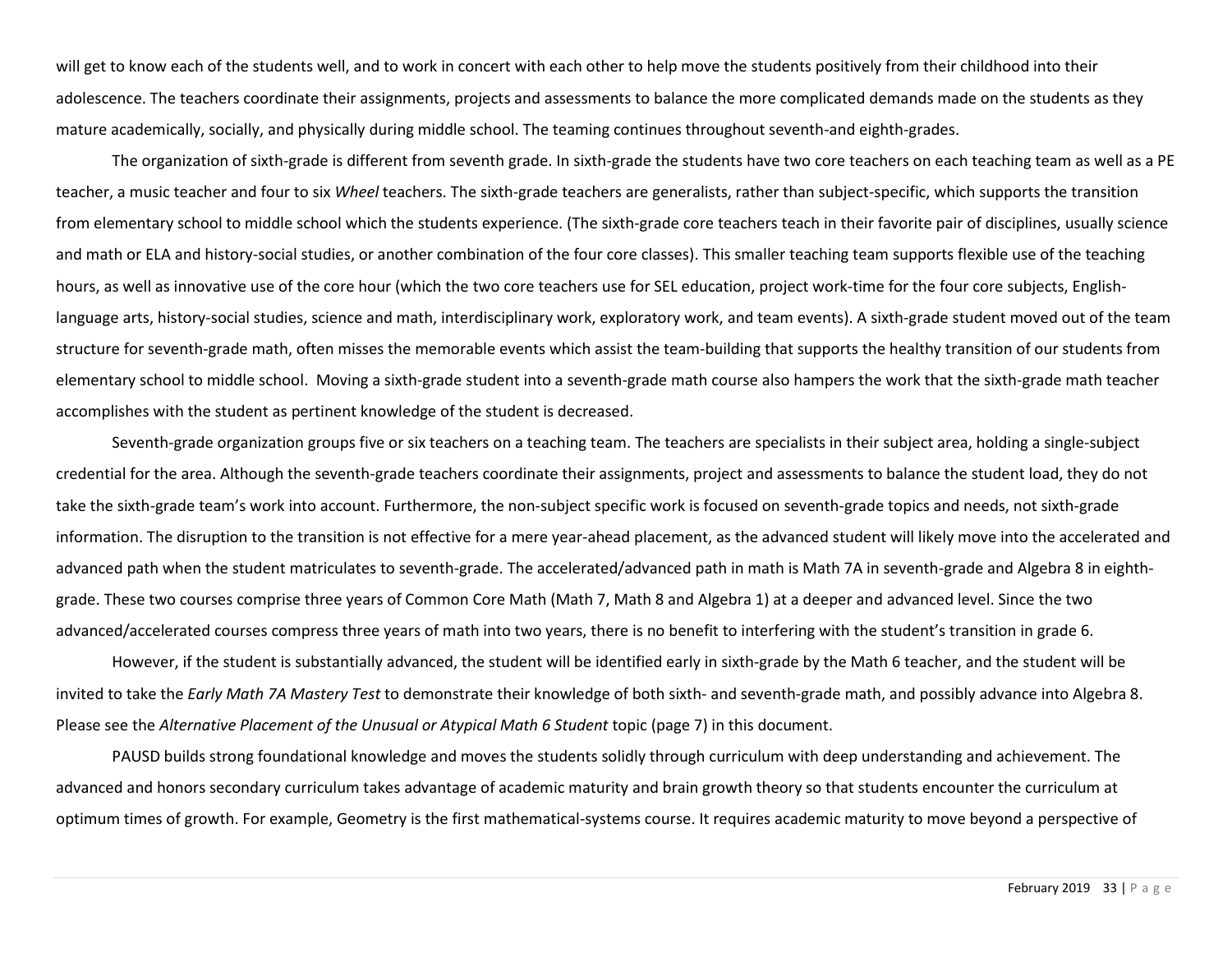will get to know each of the students well, and to work in concert with each other to help move the students positively from their childhood into their adolescence. The teachers coordinate their assignments, projects and assessments to balance the more complicated demands made on the students as they mature academically, socially, and physically during middle school. The teaming continues throughout seventh-and eighth-grades.

The organization of sixth-grade is different from seventh grade. In sixth-grade the students have two core teachers on each teaching team as well as a PE teacher, a music teacher and four to six *Wheel* teachers. The sixth-grade teachers are generalists, rather than subject-specific, which supports the transition from elementary school to middle school which the students experience. (The sixth-grade core teachers teach in their favorite pair of disciplines, usually science and math or ELA and history-social studies, or another combination of the four core classes). This smaller teaching team supports flexible use of the teaching hours, as well as innovative use of the core hour (which the two core teachers use for SEL education, project work-time for the four core subjects, English-language arts, history-social studies, science and math, interdisciplinary work, exploratory work, and team events). A sixth-grade student moved out of the team structure for seventh-grade math, often misses the memorable events which assist the team-building that supports the healthy transition of our students from elementary school to middle school. Moving a sixth-grade student into a seventh-grade math course also hampers the work that the sixth-grade math teacher accomplishes with the student as pertinent knowledge of the student is decreased.

Seventh-grade organization groups five or six teachers on a teaching team. The teachers are specialists in their subject area, holding a single-subject credential for the area. Although the seventh-grade teachers coordinate their assignments, project and assessments to balance the student load, they do not take the sixth-grade team's work into account. Furthermore, the non-subject specific work is focused on seventh-grade topics and needs, not sixth-grade information. The disruption to the transition is not effective for a mere year-ahead placement, as the advanced student will likely move into the accelerated and advanced path when the student matriculates to seventh-grade. The accelerated/advanced path in math is Math 7A in seventh-grade and Algebra 8 in eighth-grade. These two courses comprise three years of Common Core Math (Math 7, Math 8 and Algebra 1) at a deeper and advanced level. Since the two advanced/accelerated courses compress three years of math into two years, there is no benefit to interfering with the student's transition in grade 6.

However, if the student is substantially advanced, the student will be identified early in sixth-grade by the Math 6 teacher, and the student will be invited to take the *Early Math 7A Mastery Test* to demonstrate their knowledge of both sixth- and seventh-grade math, and possibly advance into Algebra 8. Please see the *Alternative Placement of the Unusual or Atypical Math 6 Student* topic (page 7) in this document.

PAUSD builds strong foundational knowledge and moves the students solidly through curriculum with deep understanding and achievement. The advanced and honors secondary curriculum takes advantage of academic maturity and brain growth theory so that students encounter the curriculum at optimum times of growth. For example, Geometry is the first mathematical-systems course. It requires academic maturity to move beyond a perspective of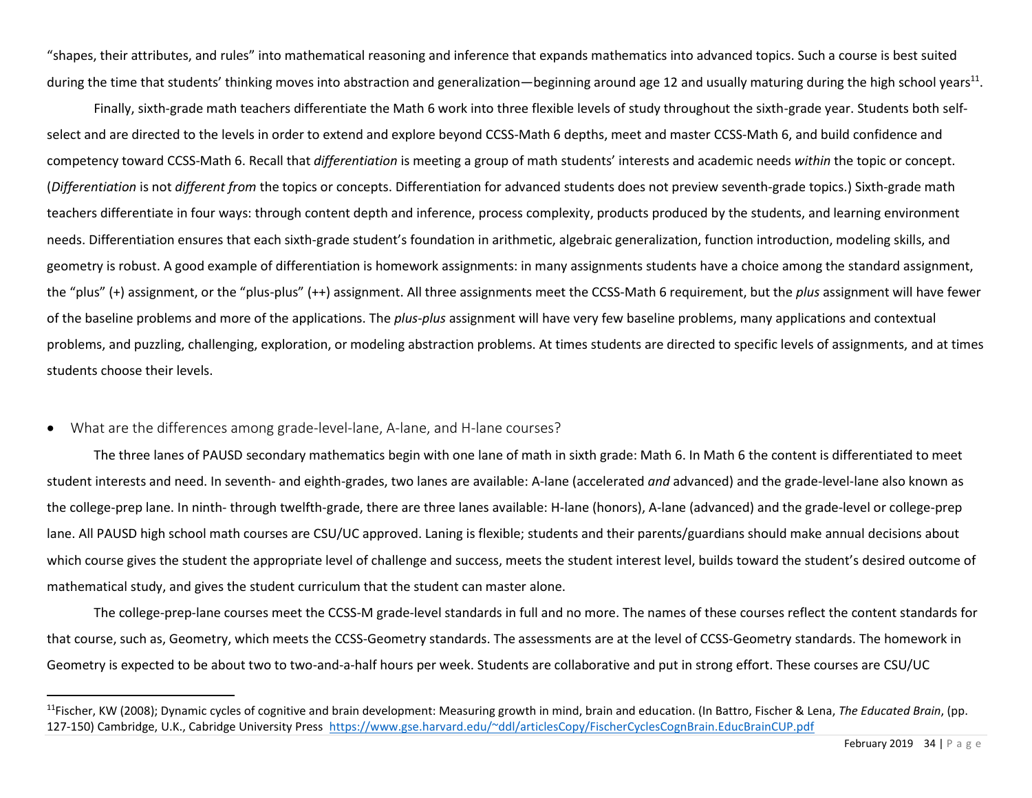"shapes, their attributes, and rules" into mathematical reasoning and inference that expands mathematics into advanced topics. Such a course is best suited during the time that students' thinking moves into abstraction and generalization—beginning around age 12 and usually maturing during the high school years[11].

Finally, sixth-grade math teachers differentiate the Math 6 work into three flexible levels of study throughout the sixth-grade year. Students both self-select and are directed to the levels in order to extend and explore beyond CCSS-Math 6 depths, meet and master CCSS-Math 6, and build confidence and competency toward CCSS-Math 6. Recall that *differentiation* is meeting a group of math students' interests and academic needs *within* the topic or concept. (*Differentiation* is not *different from* the topics or concepts. Differentiation for advanced students does not preview seventh-grade topics.) Sixth-grade math teachers differentiate in four ways: through content depth and inference, process complexity, products produced by the students, and learning environment needs. Differentiation ensures that each sixth-grade student's foundation in arithmetic, algebraic generalization, function introduction, modeling skills, and geometry is robust. A good example of differentiation is homework assignments: in many assignments students have a choice among the standard assignment, the "plus" (+) assignment, or the "plus-plus" (++) assignment. All three assignments meet the CCSS-Math 6 requirement, but the *plus* assignment will have fewer of the baseline problems and more of the applications. The *plus-plus* assignment will have very few baseline problems, many applications and contextual problems, and puzzling, challenging, exploration, or modeling abstraction problems. At times students are directed to specific levels of assignments, and at times students choose their levels.

- What are the differences among grade-level-lane, A-lane, and H-lane courses?

The three lanes of PAUSD secondary mathematics begin with one lane of math in sixth grade: Math 6. In Math 6 the content is differentiated to meet student interests and need. In seventh- and eighth-grades, two lanes are available: A-lane (accelerated *and* advanced) and the grade-level-lane also known as the college-prep lane. In ninth- through twelfth-grade, there are three lanes available: H-lane (honors), A-lane (advanced) and the grade-level or college-prep lane. All PAUSD high school math courses are CSU/UC approved. Laning is flexible; students and their parents/guardians should make annual decisions about which course gives the student the appropriate level of challenge and success, meets the student interest level, builds toward the student's desired outcome of mathematical study, and gives the student curriculum that the student can master alone.

The college-prep-lane courses meet the CCSS-M grade-level standards in full and no more. The names of these courses reflect the content standards for that course, such as, Geometry, which meets the CCSS-Geometry standards. The assessments are at the level of CCSS-Geometry standards. The homework in Geometry is expected to be about two to two-and-a-half hours per week. Students are collaborative and put in strong effort. These courses are CSU/UC

---

[11] Fischer, KW (2008); Dynamic cycles of cognitive and brain development: Measuring growth in mind, brain and education. (In Battro, Fischer & Lena, *The Educated Brain*, (pp. 127-150) Cambridge, U.K., Cabridge University Press https://www.gse.harvard.edu/~ddl/articlesCopy/FischerCyclesCognBrain.EducBrainCUP.pdf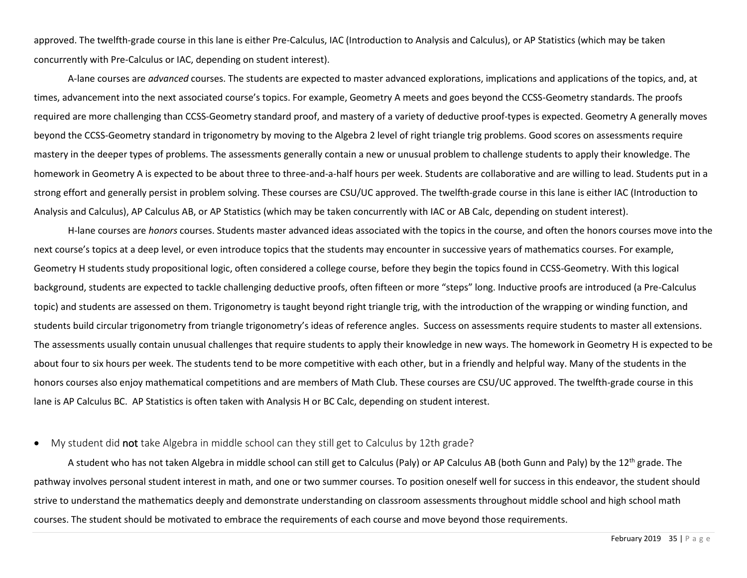approved. The twelfth-grade course in this lane is either Pre-Calculus, IAC (Introduction to Analysis and Calculus), or AP Statistics (which may be taken concurrently with Pre-Calculus or IAC, depending on student interest).

A-lane courses are *advanced* courses. The students are expected to master advanced explorations, implications and applications of the topics, and, at times, advancement into the next associated course's topics. For example, Geometry A meets and goes beyond the CCSS-Geometry standards. The proofs required are more challenging than CCSS-Geometry standard proof, and mastery of a variety of deductive proof-types is expected. Geometry A generally moves beyond the CCSS-Geometry standard in trigonometry by moving to the Algebra 2 level of right triangle trig problems. Good scores on assessments require mastery in the deeper types of problems. The assessments generally contain a new or unusual problem to challenge students to apply their knowledge. The homework in Geometry A is expected to be about three to three-and-a-half hours per week. Students are collaborative and are willing to lead. Students put in a strong effort and generally persist in problem solving. These courses are CSU/UC approved. The twelfth-grade course in this lane is either IAC (Introduction to Analysis and Calculus), AP Calculus AB, or AP Statistics (which may be taken concurrently with IAC or AB Calc, depending on student interest).

H-lane courses are *honors* courses. Students master advanced ideas associated with the topics in the course, and often the honors courses move into the next course's topics at a deep level, or even introduce topics that the students may encounter in successive years of mathematics courses. For example, Geometry H students study propositional logic, often considered a college course, before they begin the topics found in CCSS-Geometry. With this logical background, students are expected to tackle challenging deductive proofs, often fifteen or more "steps" long. Inductive proofs are introduced (a Pre-Calculus topic) and students are assessed on them. Trigonometry is taught beyond right triangle trig, with the introduction of the wrapping or winding function, and students build circular trigonometry from triangle trigonometry's ideas of reference angles. Success on assessments require students to master all extensions. The assessments usually contain unusual challenges that require students to apply their knowledge in new ways. The homework in Geometry H is expected to be about four to six hours per week. The students tend to be more competitive with each other, but in a friendly and helpful way. Many of the students in the honors courses also enjoy mathematical competitions and are members of Math Club. These courses are CSU/UC approved. The twelfth-grade course in this lane is AP Calculus BC. AP Statistics is often taken with Analysis H or BC Calc, depending on student interest.

- My student did **not** take Algebra in middle school can they still get to Calculus by 12th grade?

A student who has not taken Algebra in middle school can still get to Calculus (Paly) or AP Calculus AB (both Gunn and Paly) by the 12th grade. The pathway involves personal student interest in math, and one or two summer courses. To position oneself well for success in this endeavor, the student should strive to understand the mathematics deeply and demonstrate understanding on classroom assessments throughout middle school and high school math courses. The student should be motivated to embrace the requirements of each course and move beyond those requirements.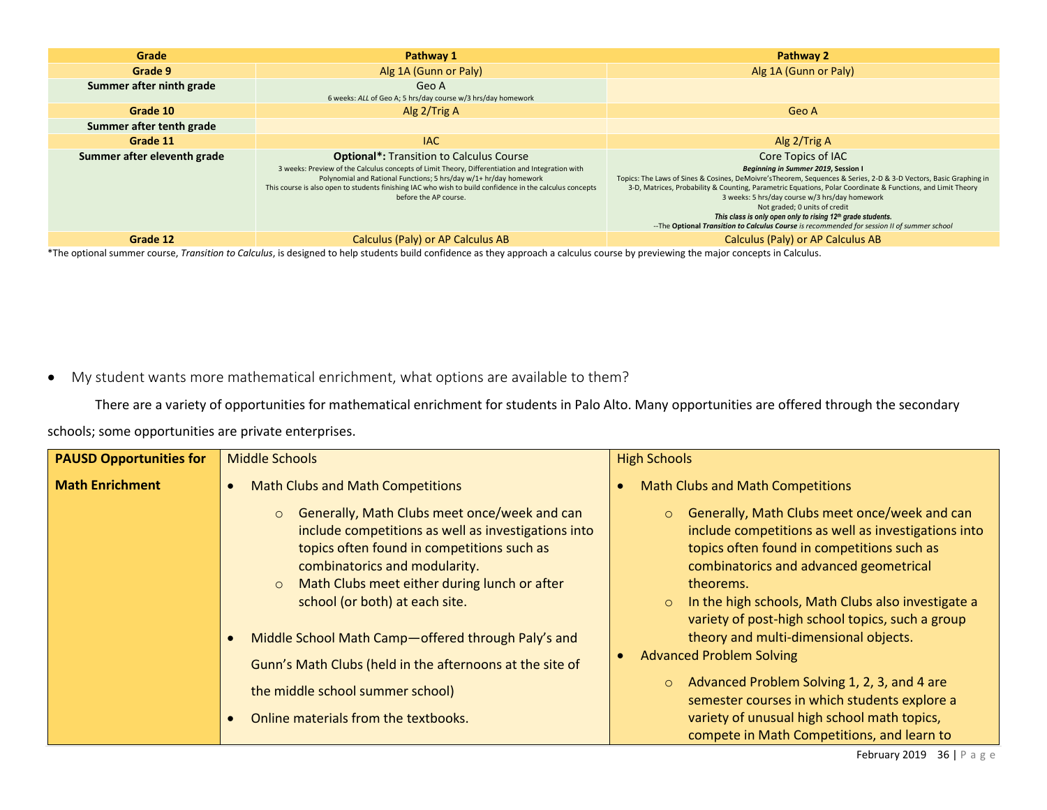| Grade | Pathway 1 | Pathway 2 |
|---|---|---|
| **Grade 9** | Alg 1A (Gunn or Paly) | Alg 1A (Gunn or Paly) |
| **Summer after ninth grade** | Geo A<br>6 weeks: *ALL* of Geo A; 5 hrs/day course w/3 hrs/day homework | |
| **Grade 10** | Alg 2/Trig A | Geo A |
| **Summer after tenth grade** | | |
| **Grade 11** | IAC | Alg 2/Trig A |
| **Summer after eleventh grade** | **Optional\*:** Transition to Calculus Course<br>3 weeks: Preview of the Calculus concepts of Limit Theory, Differentiation and Integration with Polynomial and Rational Functions; 5 hrs/day w/1+ hr/day homework<br>This course is also open to students finishing IAC who wish to build confidence in the calculus concepts before the AP course. | Core Topics of IAC<br>***Beginning in Summer 2019*, Session I**<br>Topics: The Laws of Sines & Cosines, DeMoivre'sTheorem, Sequences & Series, 2-D & 3-D Vectors, Basic Graphing in 3-D, Matrices, Probability & Counting, Parametric Equations, Polar Coordinate & Functions, and Limit Theory<br>3 weeks: 5 hrs/day course w/3 hrs/day homework<br>Not graded; 0 units of credit<br>***This class is only open only to rising 12th grade students.***<br>--The **Optional *Transition to Calculus Course*** *is recommended for session II of summer school* |
| **Grade 12** | Calculus (Paly) or AP Calculus AB | Calculus (Paly) or AP Calculus AB |

*The optional summer course, *Transition to Calculus*, is designed to help students build confidence as they approach a calculus course by previewing the major concepts in Calculus.

- My student wants more mathematical enrichment, what options are available to them?

There are a variety of opportunities for mathematical enrichment for students in Palo Alto. Many opportunities are offered through the secondary schools; some opportunities are private enterprises.

| **PAUSD Opportunities for Math Enrichment** | Middle Schools | High Schools |
|---|---|---|
| | • Math Clubs and Math Competitions<br>  ○ Generally, Math Clubs meet once/week and can include competitions as well as investigations into topics often found in competitions such as combinatorics and modularity.<br>  ○ Math Clubs meet either during lunch or after school (or both) at each site.<br>• Middle School Math Camp—offered through Paly's and Gunn's Math Clubs (held in the afternoons at the site of the middle school summer school)<br>• Online materials from the textbooks. | • Math Clubs and Math Competitions<br>  ○ Generally, Math Clubs meet once/week and can include competitions as well as investigations into topics often found in competitions such as combinatorics and advanced geometrical theorems.<br>  ○ In the high schools, Math Clubs also investigate a variety of post-high school topics, such a group theory and multi-dimensional objects.<br>• Advanced Problem Solving<br>  ○ Advanced Problem Solving 1, 2, 3, and 4 are semester courses in which students explore a variety of unusual high school math topics, compete in Math Competitions, and learn to |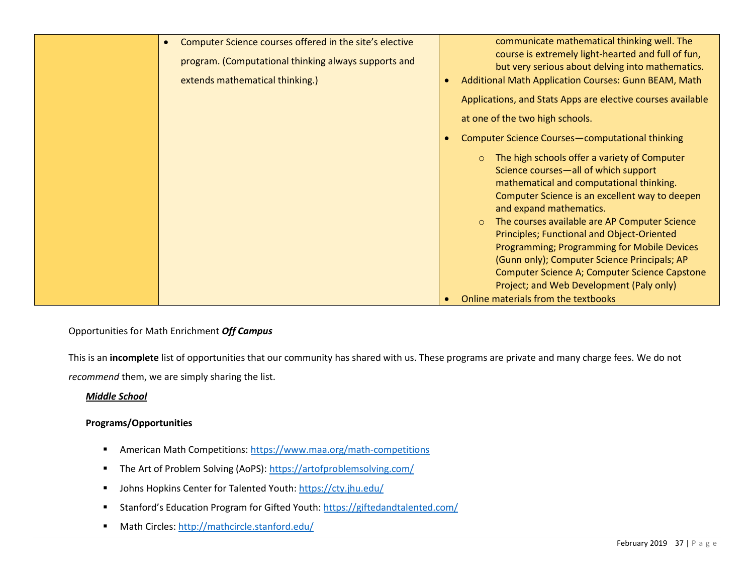| | | |
|---|---|---|
| | • Computer Science courses offered in the site's elective program. (Computational thinking always supports and extends mathematical thinking.) | communicate mathematical thinking well. The course is extremely light-hearted and full of fun, but very serious about delving into mathematics.<br>• Additional Math Application Courses: Gunn BEAM, Math Applications, and Stats Apps are elective courses available at one of the two high schools.<br>• Computer Science Courses—computational thinking<br>  ○ The high schools offer a variety of Computer Science courses—all of which support mathematical and computational thinking. Computer Science is an excellent way to deepen and expand mathematics.<br>  ○ The courses available are AP Computer Science Principles; Functional and Object-Oriented Programming; Programming for Mobile Devices (Gunn only); Computer Science Principals; AP Computer Science A; Computer Science Capstone Project; and Web Development (Paly only)<br>• Online materials from the textbooks |

Opportunities for Math Enrichment ***Off Campus***

This is an **incomplete** list of opportunities that our community has shared with us. These programs are private and many charge fees. We do not *recommend* them, we are simply sharing the list.

***Middle School***

**Programs/Opportunities**

- American Math Competitions: https://www.maa.org/math-competitions
- The Art of Problem Solving (AoPS): https://artofproblemsolving.com/
- Johns Hopkins Center for Talented Youth: https://cty.jhu.edu/
- Stanford's Education Program for Gifted Youth: https://giftedandtalented.com/
- Math Circles: http://mathcircle.stanford.edu/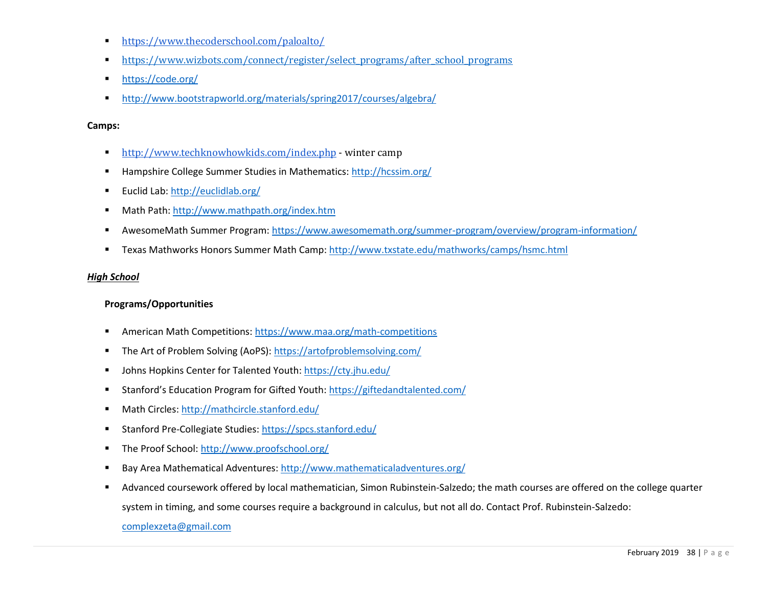- https://www.thecoderschool.com/paloalto/
- https://www.wizbots.com/connect/register/select_programs/after_school_programs
- https://code.org/
- http://www.bootstrapworld.org/materials/spring2017/courses/algebra/

**Camps:**

- http://www.techknowhowkids.com/index.php - winter camp
- Hampshire College Summer Studies in Mathematics: http://hcssim.org/
- Euclid Lab: http://euclidlab.org/
- Math Path: http://www.mathpath.org/index.htm
- AwesomeMath Summer Program: https://www.awesomemath.org/summer-program/overview/program-information/
- Texas Mathworks Honors Summer Math Camp: http://www.txstate.edu/mathworks/camps/hsmc.html

***High School***

**Programs/Opportunities**

- American Math Competitions: https://www.maa.org/math-competitions
- The Art of Problem Solving (AoPS): https://artofproblemsolving.com/
- Johns Hopkins Center for Talented Youth: https://cty.jhu.edu/
- Stanford's Education Program for Gifted Youth: https://giftedandtalented.com/
- Math Circles: http://mathcircle.stanford.edu/
- Stanford Pre-Collegiate Studies: https://spcs.stanford.edu/
- The Proof School: http://www.proofschool.org/
- Bay Area Mathematical Adventures: http://www.mathematicaladventures.org/
- Advanced coursework offered by local mathematician, Simon Rubinstein-Salzedo; the math courses are offered on the college quarter system in timing, and some courses require a background in calculus, but not all do. Contact Prof. Rubinstein-Salzedo: complexzeta@gmail.com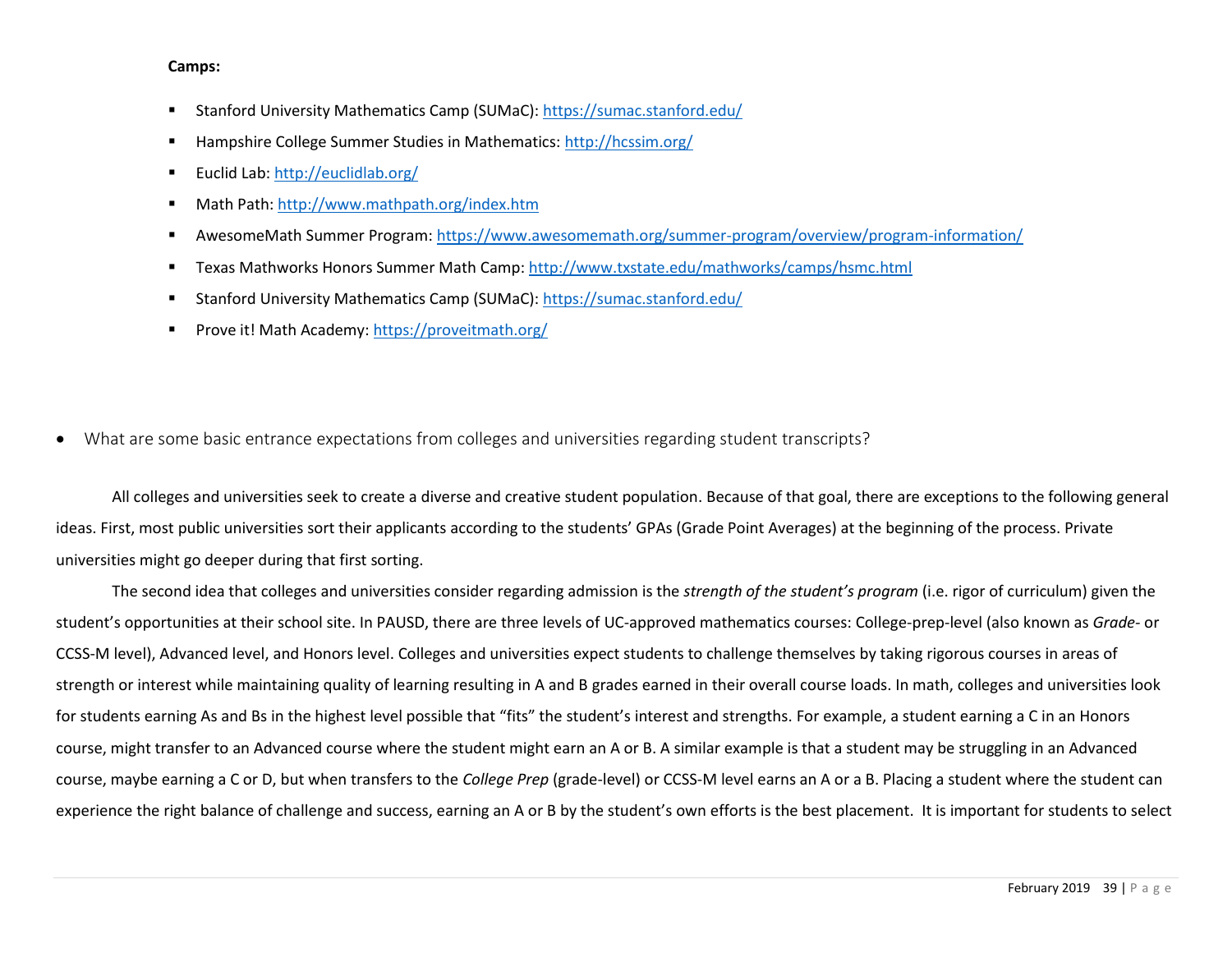**Camps:**

- Stanford University Mathematics Camp (SUMaC): https://sumac.stanford.edu/
- Hampshire College Summer Studies in Mathematics: http://hcssim.org/
- Euclid Lab: http://euclidlab.org/
- Math Path: http://www.mathpath.org/index.htm
- AwesomeMath Summer Program: https://www.awesomemath.org/summer-program/overview/program-information/
- Texas Mathworks Honors Summer Math Camp: http://www.txstate.edu/mathworks/camps/hsmc.html
- Stanford University Mathematics Camp (SUMaC): https://sumac.stanford.edu/
- Prove it! Math Academy: https://proveitmath.org/

- What are some basic entrance expectations from colleges and universities regarding student transcripts?

All colleges and universities seek to create a diverse and creative student population. Because of that goal, there are exceptions to the following general ideas. First, most public universities sort their applicants according to the students' GPAs (Grade Point Averages) at the beginning of the process. Private universities might go deeper during that first sorting.

The second idea that colleges and universities consider regarding admission is the *strength of the student's program* (i.e. rigor of curriculum) given the student's opportunities at their school site. In PAUSD, there are three levels of UC-approved mathematics courses: College-prep-level (also known as *Grade*- or CCSS-M level), Advanced level, and Honors level. Colleges and universities expect students to challenge themselves by taking rigorous courses in areas of strength or interest while maintaining quality of learning resulting in A and B grades earned in their overall course loads. In math, colleges and universities look for students earning As and Bs in the highest level possible that "fits" the student's interest and strengths. For example, a student earning a C in an Honors course, might transfer to an Advanced course where the student might earn an A or B. A similar example is that a student may be struggling in an Advanced course, maybe earning a C or D, but when transfers to the *College Prep* (grade-level) or CCSS-M level earns an A or a B. Placing a student where the student can experience the right balance of challenge and success, earning an A or B by the student's own efforts is the best placement. It is important for students to select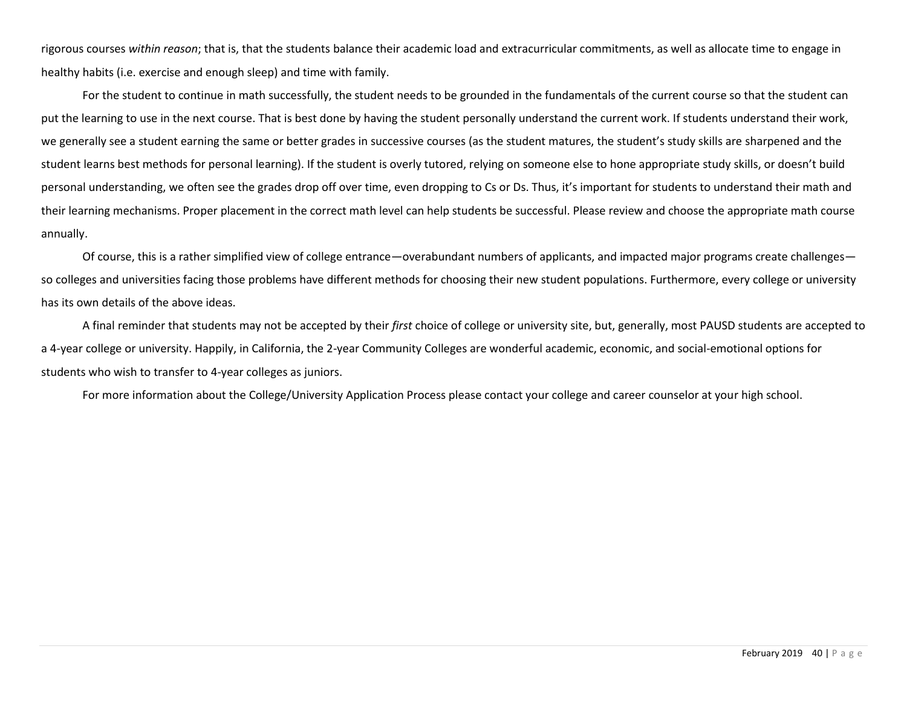rigorous courses *within reason*; that is, that the students balance their academic load and extracurricular commitments, as well as allocate time to engage in healthy habits (i.e. exercise and enough sleep) and time with family.

For the student to continue in math successfully, the student needs to be grounded in the fundamentals of the current course so that the student can put the learning to use in the next course. That is best done by having the student personally understand the current work. If students understand their work, we generally see a student earning the same or better grades in successive courses (as the student matures, the student's study skills are sharpened and the student learns best methods for personal learning). If the student is overly tutored, relying on someone else to hone appropriate study skills, or doesn't build personal understanding, we often see the grades drop off over time, even dropping to Cs or Ds. Thus, it's important for students to understand their math and their learning mechanisms. Proper placement in the correct math level can help students be successful. Please review and choose the appropriate math course annually.

Of course, this is a rather simplified view of college entrance—overabundant numbers of applicants, and impacted major programs create challenges—so colleges and universities facing those problems have different methods for choosing their new student populations. Furthermore, every college or university has its own details of the above ideas.

A final reminder that students may not be accepted by their *first* choice of college or university site, but, generally, most PAUSD students are accepted to a 4-year college or university. Happily, in California, the 2-year Community Colleges are wonderful academic, economic, and social-emotional options for students who wish to transfer to 4-year colleges as juniors.

For more information about the College/University Application Process please contact your college and career counselor at your high school.